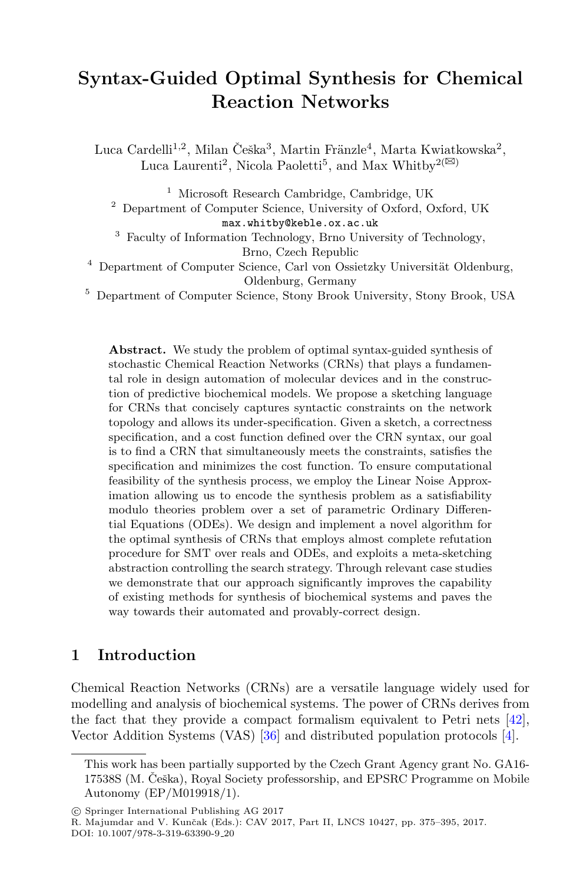# Syntax-Guided Optimal Synthesis for Chemical Reaction Networks

Luca Cardelli[1,2], Milan Češka[3], Martin Fränzle[4], Marta Kwiatkowska[2], Luca Laurenti[2], Nicola Paoletti[5], and Max Whitby[2(✉)]

[1] Microsoft Research Cambridge, Cambridge, UK

[2] Department of Computer Science, University of Oxford, Oxford, UK
max.whitby@keble.ox.ac.uk

[3] Faculty of Information Technology, Brno University of Technology, Brno, Czech Republic

[4] Department of Computer Science, Carl von Ossietzky Universität Oldenburg, Oldenburg, Germany

[5] Department of Computer Science, Stony Brook University, Stony Brook, USA

**Abstract.** We study the problem of optimal syntax-guided synthesis of stochastic Chemical Reaction Networks (CRNs) that plays a fundamental role in design automation of molecular devices and in the construction of predictive biochemical models. We propose a sketching language for CRNs that concisely captures syntactic constraints on the network topology and allows its under-specification. Given a sketch, a correctness specification, and a cost function defined over the CRN syntax, our goal is to find a CRN that simultaneously meets the constraints, satisfies the specification and minimizes the cost function. To ensure computational feasibility of the synthesis process, we employ the Linear Noise Approximation allowing us to encode the synthesis problem as a satisfiability modulo theories problem over a set of parametric Ordinary Differential Equations (ODEs). We design and implement a novel algorithm for the optimal synthesis of CRNs that employs almost complete refutation procedure for SMT over reals and ODEs, and exploits a meta-sketching abstraction controlling the search strategy. Through relevant case studies we demonstrate that our approach significantly improves the capability of existing methods for synthesis of biochemical systems and paves the way towards their automated and provably-correct design.

## 1 Introduction

Chemical Reaction Networks (CRNs) are a versatile language widely used for modelling and analysis of biochemical systems. The power of CRNs derives from the fact that they provide a compact formalism equivalent to Petri nets [42], Vector Addition Systems (VAS) [36] and distributed population protocols [4].

This work has been partially supported by the Czech Grant Agency grant No. GA16-17538S (M. Češka), Royal Society professorship, and EPSRC Programme on Mobile Autonomy (EP/M019918/1).

© Springer International Publishing AG 2017
R. Majumdar and V. Kunčak (Eds.): CAV 2017, Part II, LNCS 10427, pp. 375–395, 2017.
DOI: 10.1007/978-3-319-63390-9_20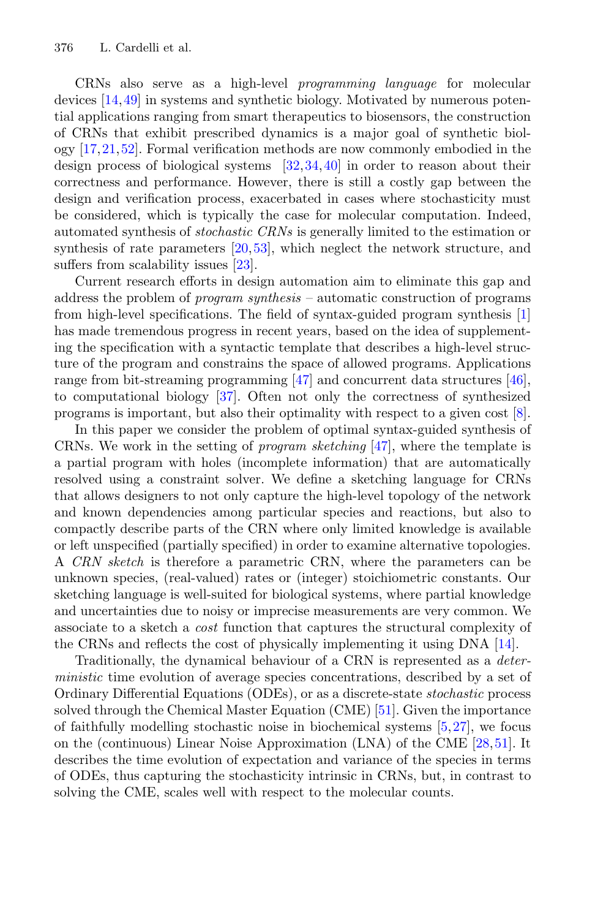CRNs also serve as a high-level *programming language* for molecular devices [14,49] in systems and synthetic biology. Motivated by numerous potential applications ranging from smart therapeutics to biosensors, the construction of CRNs that exhibit prescribed dynamics is a major goal of synthetic biology [17,21,52]. Formal verification methods are now commonly embodied in the design process of biological systems [32,34,40] in order to reason about their correctness and performance. However, there is still a costly gap between the design and verification process, exacerbated in cases where stochasticity must be considered, which is typically the case for molecular computation. Indeed, automated synthesis of *stochastic CRNs* is generally limited to the estimation or synthesis of rate parameters [20,53], which neglect the network structure, and suffers from scalability issues [23].

Current research efforts in design automation aim to eliminate this gap and address the problem of *program synthesis* – automatic construction of programs from high-level specifications. The field of syntax-guided program synthesis [1] has made tremendous progress in recent years, based on the idea of supplementing the specification with a syntactic template that describes a high-level structure of the program and constrains the space of allowed programs. Applications range from bit-streaming programming [47] and concurrent data structures [46], to computational biology [37]. Often not only the correctness of synthesized programs is important, but also their optimality with respect to a given cost [8].

In this paper we consider the problem of optimal syntax-guided synthesis of CRNs. We work in the setting of *program sketching* [47], where the template is a partial program with holes (incomplete information) that are automatically resolved using a constraint solver. We define a sketching language for CRNs that allows designers to not only capture the high-level topology of the network and known dependencies among particular species and reactions, but also to compactly describe parts of the CRN where only limited knowledge is available or left unspecified (partially specified) in order to examine alternative topologies. A *CRN sketch* is therefore a parametric CRN, where the parameters can be unknown species, (real-valued) rates or (integer) stoichiometric constants. Our sketching language is well-suited for biological systems, where partial knowledge and uncertainties due to noisy or imprecise measurements are very common. We associate to a sketch a *cost* function that captures the structural complexity of the CRNs and reflects the cost of physically implementing it using DNA [14].

Traditionally, the dynamical behaviour of a CRN is represented as a *deterministic* time evolution of average species concentrations, described by a set of Ordinary Differential Equations (ODEs), or as a discrete-state *stochastic* process solved through the Chemical Master Equation (CME) [51]. Given the importance of faithfully modelling stochastic noise in biochemical systems [5,27], we focus on the (continuous) Linear Noise Approximation (LNA) of the CME [28,51]. It describes the time evolution of expectation and variance of the species in terms of ODEs, thus capturing the stochasticity intrinsic in CRNs, but, in contrast to solving the CME, scales well with respect to the molecular counts.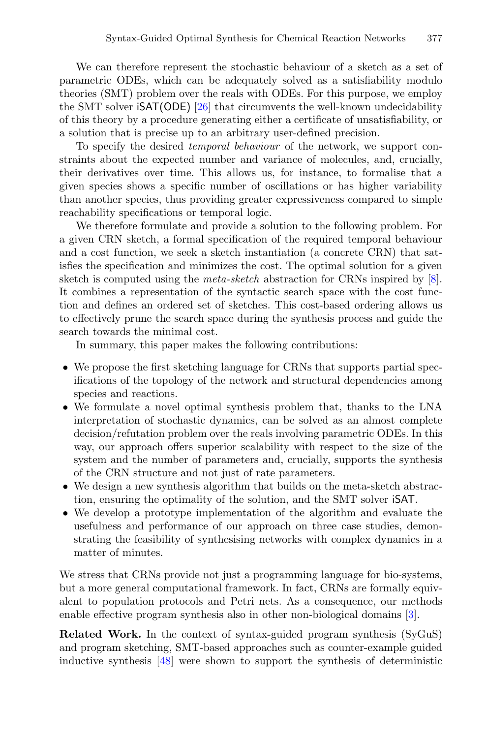We can therefore represent the stochastic behaviour of a sketch as a set of parametric ODEs, which can be adequately solved as a satisfiability modulo theories (SMT) problem over the reals with ODEs. For this purpose, we employ the SMT solver iSAT(ODE) [26] that circumvents the well-known undecidability of this theory by a procedure generating either a certificate of unsatisfiability, or a solution that is precise up to an arbitrary user-defined precision.

To specify the desired *temporal behaviour* of the network, we support constraints about the expected number and variance of molecules, and, crucially, their derivatives over time. This allows us, for instance, to formalise that a given species shows a specific number of oscillations or has higher variability than another species, thus providing greater expressiveness compared to simple reachability specifications or temporal logic.

We therefore formulate and provide a solution to the following problem. For a given CRN sketch, a formal specification of the required temporal behaviour and a cost function, we seek a sketch instantiation (a concrete CRN) that satisfies the specification and minimizes the cost. The optimal solution for a given sketch is computed using the *meta-sketch* abstraction for CRNs inspired by [8]. It combines a representation of the syntactic search space with the cost function and defines an ordered set of sketches. This cost-based ordering allows us to effectively prune the search space during the synthesis process and guide the search towards the minimal cost.

In summary, this paper makes the following contributions:

- We propose the first sketching language for CRNs that supports partial specifications of the topology of the network and structural dependencies among species and reactions.
- We formulate a novel optimal synthesis problem that, thanks to the LNA interpretation of stochastic dynamics, can be solved as an almost complete decision/refutation problem over the reals involving parametric ODEs. In this way, our approach offers superior scalability with respect to the size of the system and the number of parameters and, crucially, supports the synthesis of the CRN structure and not just of rate parameters.
- We design a new synthesis algorithm that builds on the meta-sketch abstraction, ensuring the optimality of the solution, and the SMT solver iSAT.
- We develop a prototype implementation of the algorithm and evaluate the usefulness and performance of our approach on three case studies, demonstrating the feasibility of synthesising networks with complex dynamics in a matter of minutes.

We stress that CRNs provide not just a programming language for bio-systems, but a more general computational framework. In fact, CRNs are formally equivalent to population protocols and Petri nets. As a consequence, our methods enable effective program synthesis also in other non-biological domains [3].

**Related Work.** In the context of syntax-guided program synthesis (SyGuS) and program sketching, SMT-based approaches such as counter-example guided inductive synthesis [48] were shown to support the synthesis of deterministic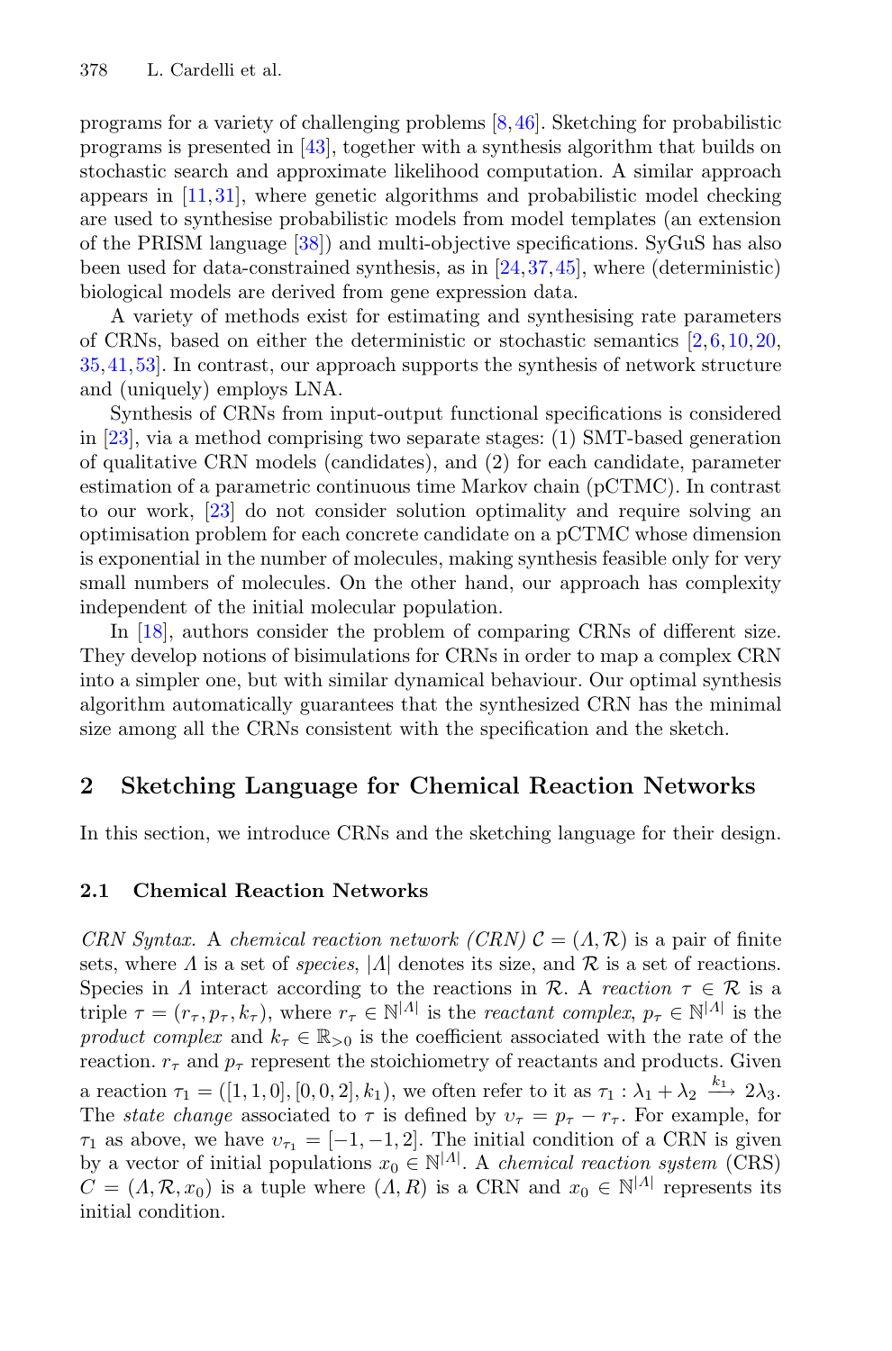programs for a variety of challenging problems [8,46]. Sketching for probabilistic programs is presented in [43], together with a synthesis algorithm that builds on stochastic search and approximate likelihood computation. A similar approach appears in [11,31], where genetic algorithms and probabilistic model checking are used to synthesise probabilistic models from model templates (an extension of the PRISM language [38]) and multi-objective specifications. SyGuS has also been used for data-constrained synthesis, as in [24,37,45], where (deterministic) biological models are derived from gene expression data.

A variety of methods exist for estimating and synthesising rate parameters of CRNs, based on either the deterministic or stochastic semantics [2,6,10,20,35,41,53]. In contrast, our approach supports the synthesis of network structure and (uniquely) employs LNA.

Synthesis of CRNs from input-output functional specifications is considered in [23], via a method comprising two separate stages: (1) SMT-based generation of qualitative CRN models (candidates), and (2) for each candidate, parameter estimation of a parametric continuous time Markov chain (pCTMC). In contrast to our work, [23] do not consider solution optimality and require solving an optimisation problem for each concrete candidate on a pCTMC whose dimension is exponential in the number of molecules, making synthesis feasible only for very small numbers of molecules. On the other hand, our approach has complexity independent of the initial molecular population.

In [18], authors consider the problem of comparing CRNs of different size. They develop notions of bisimulations for CRNs in order to map a complex CRN into a simpler one, but with similar dynamical behaviour. Our optimal synthesis algorithm automatically guarantees that the synthesized CRN has the minimal size among all the CRNs consistent with the specification and the sketch.

## 2 Sketching Language for Chemical Reaction Networks

In this section, we introduce CRNs and the sketching language for their design.

### 2.1 Chemical Reaction Networks

*CRN Syntax.* A *chemical reaction network (CRN)* $\mathcal{C} = (\Lambda, \mathcal{R})$ is a pair of finite sets, where $\Lambda$ is a set of *species*, $|\Lambda|$ denotes its size, and $\mathcal{R}$ is a set of reactions. Species in $\Lambda$ interact according to the reactions in $\mathcal{R}$. A *reaction* $\tau \in \mathcal{R}$ is a triple $\tau = (r_\tau, p_\tau, k_\tau)$, where $r_\tau \in \mathbb{N}^{|\Lambda|}$ is the *reactant complex*, $p_\tau \in \mathbb{N}^{|\Lambda|}$ is the *product complex* and $k_\tau \in \mathbb{R}_{>0}$ is the coefficient associated with the rate of the reaction. $r_\tau$ and $p_\tau$ represent the stoichiometry of reactants and products. Given a reaction $\tau_1 = ([1, 1, 0], [0, 0, 2], k_1)$, we often refer to it as $\tau_1 : \lambda_1 + \lambda_2 \xrightarrow{k_1} 2\lambda_3$. The *state change* associated to $\tau$ is defined by $\upsilon_\tau = p_\tau - r_\tau$. For example, for $\tau_1$ as above, we have $\upsilon_{\tau_1} = [-1, -1, 2]$. The initial condition of a CRN is given by a vector of initial populations $x_0 \in \mathbb{N}^{|\Lambda|}$. A *chemical reaction system* (CRS) $C = (\Lambda, \mathcal{R}, x_0)$ is a tuple where $(\Lambda, R)$ is a CRN and $x_0 \in \mathbb{N}^{|\Lambda|}$ represents its initial condition.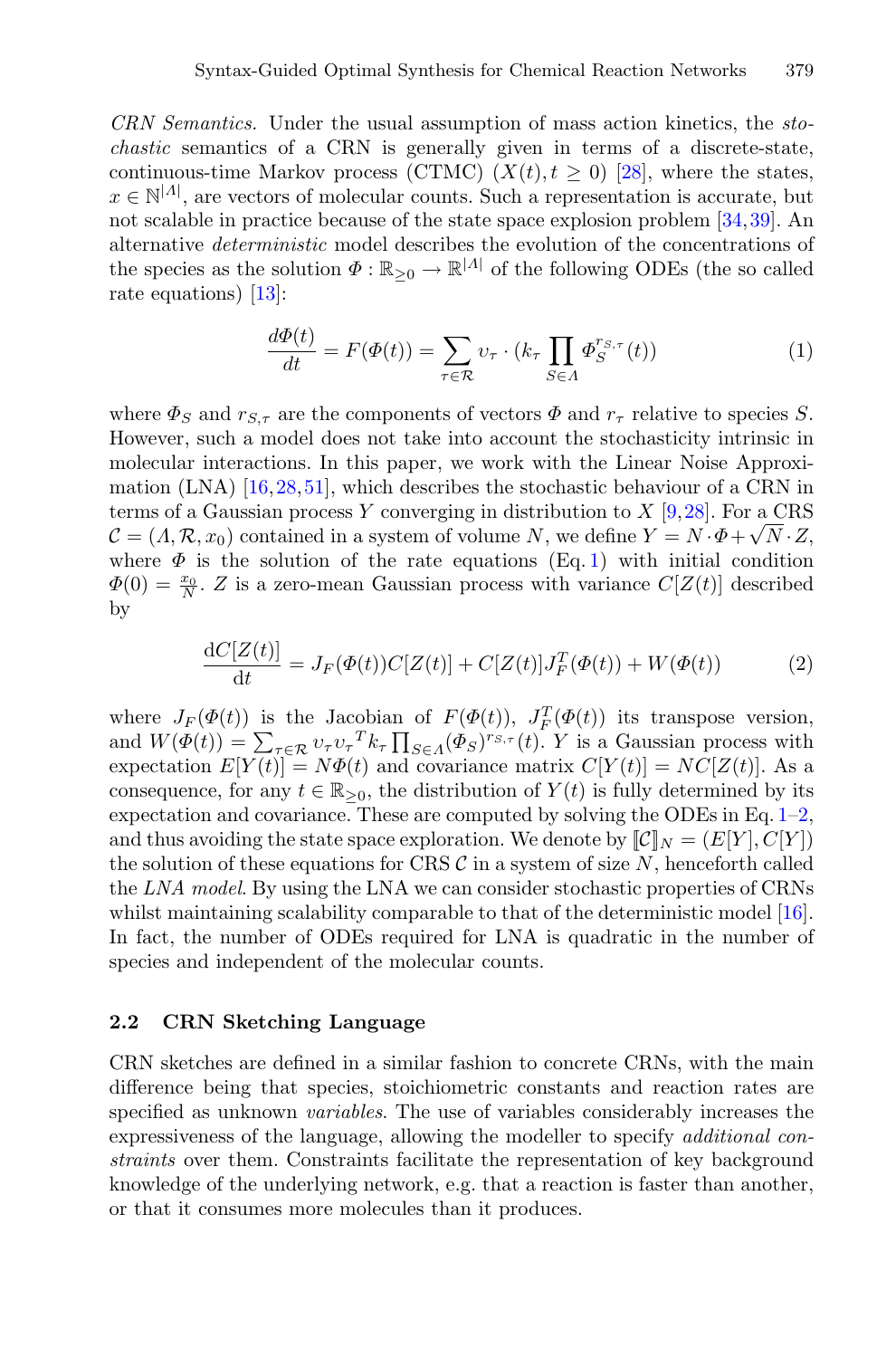*CRN Semantics.* Under the usual assumption of mass action kinetics, the *stochastic* semantics of a CRN is generally given in terms of a discrete-state, continuous-time Markov process (CTMC) $(X(t), t \geq 0)$ [28], where the states, $x \in \mathbb{N}^{|\Lambda|}$, are vectors of molecular counts. Such a representation is accurate, but not scalable in practice because of the state space explosion problem [34,39]. An alternative *deterministic* model describes the evolution of the concentrations of the species as the solution $\Phi : \mathbb{R}_{\geq 0} \rightarrow \mathbb{R}^{|\Lambda|}$ of the following ODEs (the so called rate equations) [13]:

$$\frac{d\Phi(t)}{dt} = F(\Phi(t)) = \sum_{\tau \in \mathcal{R}} \upsilon_\tau \cdot (k_\tau \prod_{S \in \Lambda} \Phi_S^{r_{S,\tau}}(t)) \tag{1}$$

where $\Phi_S$ and $r_{S,\tau}$ are the components of vectors $\Phi$ and $r_\tau$ relative to species $S$. However, such a model does not take into account the stochasticity intrinsic in molecular interactions. In this paper, we work with the Linear Noise Approximation (LNA) [16,28,51], which describes the stochastic behaviour of a CRN in terms of a Gaussian process $Y$ converging in distribution to $X$ [9,28]. For a CRS $\mathcal{C} = (\Lambda, \mathcal{R}, x_0)$ contained in a system of volume $N$, we define $Y = N \cdot \Phi + \sqrt{N} \cdot Z$, where $\Phi$ is the solution of the rate equations (Eq. 1) with initial condition $\Phi(0) = \frac{x_0}{N}$. $Z$ is a zero-mean Gaussian process with variance $C[Z(t)]$ described by

$$\frac{\mathrm{d}C[Z(t)]}{\mathrm{d}t} = J_F(\Phi(t))C[Z(t)] + C[Z(t)]J_F^T(\Phi(t)) + W(\Phi(t)) \tag{2}$$

where $J_F(\Phi(t))$ is the Jacobian of $F(\Phi(t))$, $J_F^T(\Phi(t))$ its transpose version, and $W(\Phi(t)) = \sum_{\tau \in \mathcal{R}} \upsilon_\tau \upsilon_\tau{}^T k_\tau \prod_{S \in \Lambda} (\Phi_S)^{r_{S,\tau}}(t)$. $Y$ is a Gaussian process with expectation $E[Y(t)] = N\Phi(t)$ and covariance matrix $C[Y(t)] = NC[Z(t)]$. As a consequence, for any $t \in \mathbb{R}_{\geq 0}$, the distribution of $Y(t)$ is fully determined by its expectation and covariance. These are computed by solving the ODEs in Eq. 1–2, and thus avoiding the state space exploration. We denote by $[\![\mathcal{C}]\!]_N = (E[Y], C[Y])$ the solution of these equations for CRS $\mathcal{C}$ in a system of size $N$, henceforth called the *LNA model*. By using the LNA we can consider stochastic properties of CRNs whilst maintaining scalability comparable to that of the deterministic model [16]. In fact, the number of ODEs required for LNA is quadratic in the number of species and independent of the molecular counts.

### 2.2 CRN Sketching Language

CRN sketches are defined in a similar fashion to concrete CRNs, with the main difference being that species, stoichiometric constants and reaction rates are specified as unknown *variables*. The use of variables considerably increases the expressiveness of the language, allowing the modeller to specify *additional constraints* over them. Constraints facilitate the representation of key background knowledge of the underlying network, e.g. that a reaction is faster than another, or that it consumes more molecules than it produces.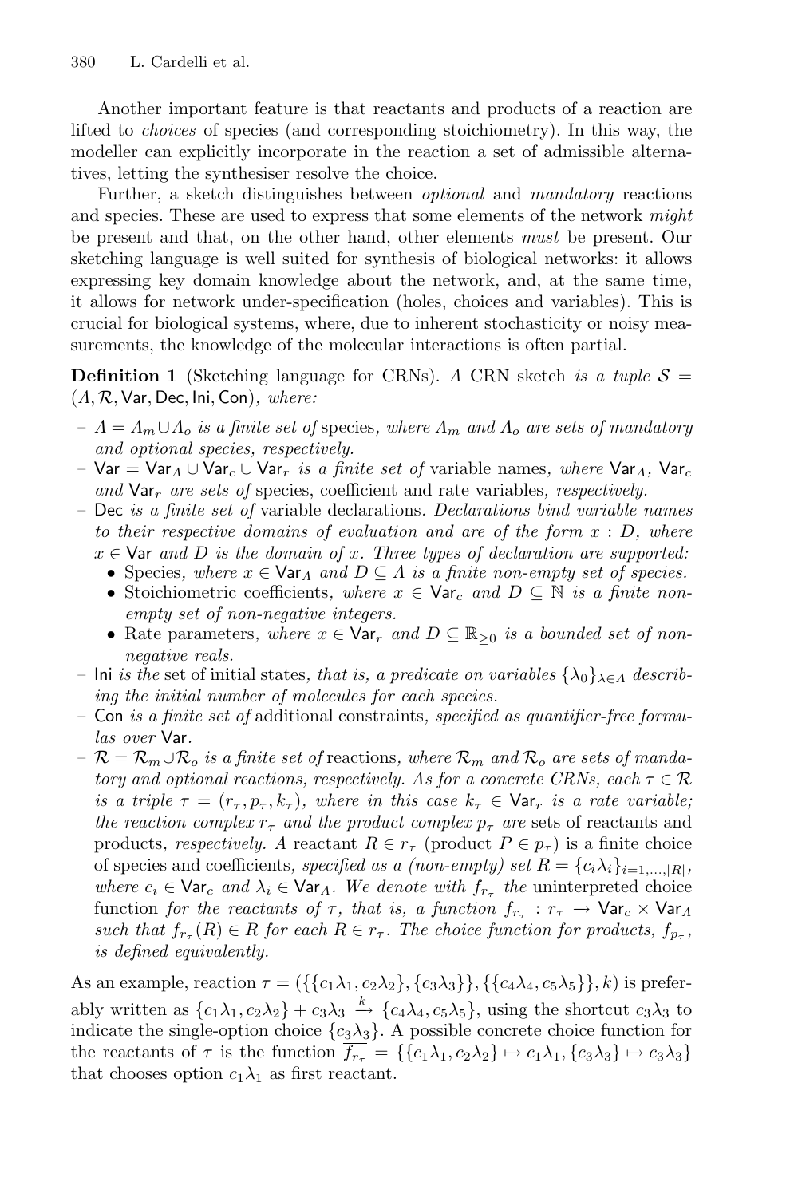Another important feature is that reactants and products of a reaction are lifted to *choices* of species (and corresponding stoichiometry). In this way, the modeller can explicitly incorporate in the reaction a set of admissible alternatives, letting the synthesiser resolve the choice.

Further, a sketch distinguishes between *optional* and *mandatory* reactions and species. These are used to express that some elements of the network *might* be present and that, on the other hand, other elements *must* be present. Our sketching language is well suited for synthesis of biological networks: it allows expressing key domain knowledge about the network, and, at the same time, it allows for network under-specification (holes, choices and variables). This is crucial for biological systems, where, due to inherent stochasticity or noisy measurements, the knowledge of the molecular interactions is often partial.

**Definition 1** (Sketching language for CRNs). *A* CRN sketch *is a tuple* $\mathcal{S} = (\Lambda, \mathcal{R}, \mathsf{Var}, \mathsf{Dec}, \mathsf{Ini}, \mathsf{Con})$*, where:*

- $\Lambda = \Lambda_m \cup \Lambda_o$ *is a finite set of* species*, where* $\Lambda_m$ *and* $\Lambda_o$ *are sets of mandatory and optional species, respectively.*
- $\mathsf{Var} = \mathsf{Var}_\Lambda \cup \mathsf{Var}_c \cup \mathsf{Var}_r$ *is a finite set of* variable names*, where* $\mathsf{Var}_\Lambda$*,* $\mathsf{Var}_c$ *and* $\mathsf{Var}_r$ *are sets of* species, coefficient and rate variables*, respectively.*
- $\mathsf{Dec}$ *is a finite set of* variable declarations*. Declarations bind variable names to their respective domains of evaluation and are of the form* $x : D$*, where* $x \in \mathsf{Var}$ *and* $D$ *is the domain of* $x$*. Three types of declaration are supported:*
  - Species*, where* $x \in \mathsf{Var}_\Lambda$ *and* $D \subseteq \Lambda$ *is a finite non-empty set of species.*
  - Stoichiometric coefficients*, where* $x \in \mathsf{Var}_c$ *and* $D \subseteq \mathbb{N}$ *is a finite non-empty set of non-negative integers.*
  - Rate parameters*, where* $x \in \mathsf{Var}_r$ *and* $D \subseteq \mathbb{R}_{\geq 0}$ *is a bounded set of non-negative reals.*
- $\mathsf{Ini}$ *is the* set of initial states*, that is, a predicate on variables* $\{\lambda_0\}_{\lambda \in \Lambda}$ *describing the initial number of molecules for each species.*
- $\mathsf{Con}$ *is a finite set of* additional constraints*, specified as quantifier-free formulas over* $\mathsf{Var}$*.*
- $\mathcal{R} = \mathcal{R}_m \cup \mathcal{R}_o$ *is a finite set of* reactions*, where* $\mathcal{R}_m$ *and* $\mathcal{R}_o$ *are sets of mandatory and optional reactions, respectively. As for a concrete CRNs, each* $\tau \in \mathcal{R}$ *is a triple* $\tau = (r_\tau, p_\tau, k_\tau)$*, where in this case* $k_\tau \in \mathsf{Var}_r$ *is a rate variable; the reaction complex* $r_\tau$ *and the product complex* $p_\tau$ *are* sets of reactants and products*, respectively. A* reactant $R \in r_\tau$ (product $P \in p_\tau$) is a finite choice of species and coefficients*, specified as a (non-empty) set* $R = \{c_i \lambda_i\}_{i=1,\ldots,|R|}$*, where* $c_i \in \mathsf{Var}_c$ *and* $\lambda_i \in \mathsf{Var}_\Lambda$*. We denote with* $f_{r_\tau}$ *the* uninterpreted choice function *for the reactants of* $\tau$*, that is, a function* $f_{r_\tau} : r_\tau \rightarrow \mathsf{Var}_c \times \mathsf{Var}_\Lambda$ *such that* $f_{r_\tau}(R) \in R$ *for each* $R \in r_\tau$*. The choice function for products,* $f_{p_\tau}$*, is defined equivalently.*

As an example, reaction $\tau = (\{\{c_1\lambda_1, c_2\lambda_2\}, \{c_3\lambda_3\}\}, \{\{c_4\lambda_4, c_5\lambda_5\}\}, k)$ is preferably written as $\{c_1\lambda_1, c_2\lambda_2\} + c_3\lambda_3 \xrightarrow{k} \{c_4\lambda_4, c_5\lambda_5\}$, using the shortcut $c_3\lambda_3$ to indicate the single-option choice $\{c_3\lambda_3\}$. A possible concrete choice function for the reactants of $\tau$ is the function $\overline{f_{r_\tau}} = \{\{c_1\lambda_1, c_2\lambda_2\} \mapsto c_1\lambda_1, \{c_3\lambda_3\} \mapsto c_3\lambda_3\}$ that chooses option $c_1\lambda_1$ as first reactant.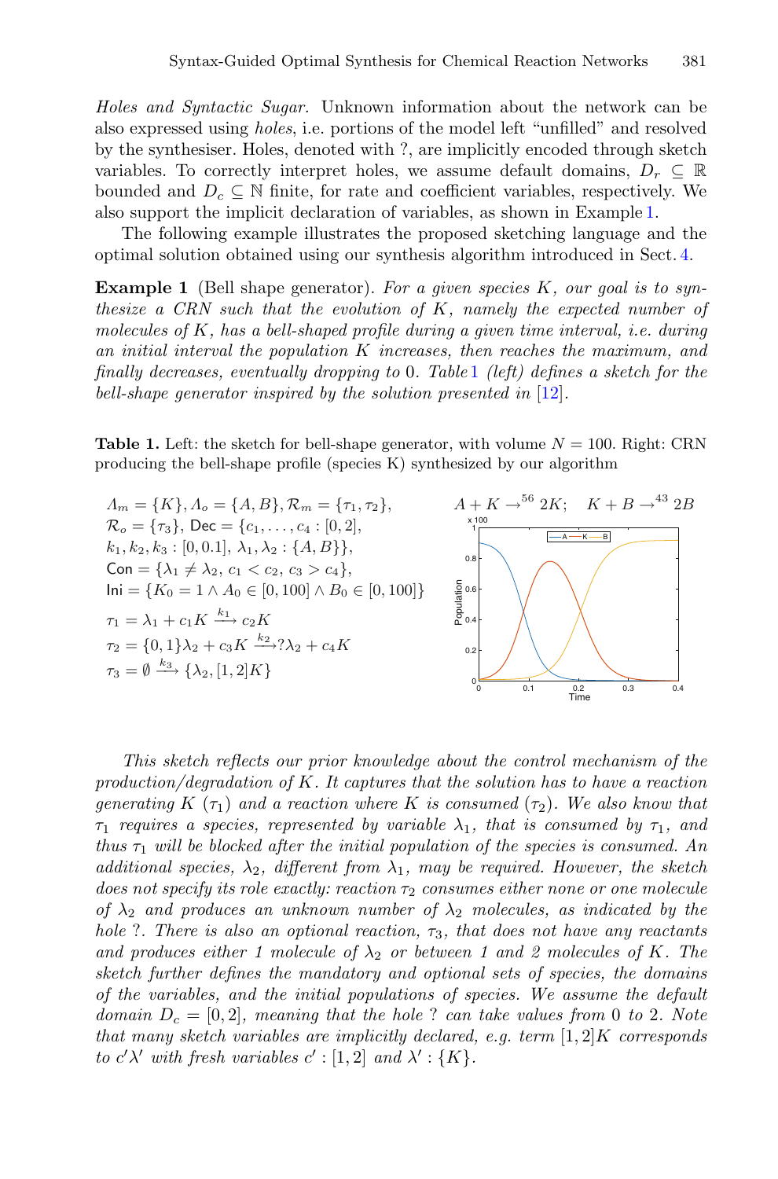*Holes and Syntactic Sugar.* Unknown information about the network can be also expressed using *holes*, i.e. portions of the model left "unfilled" and resolved by the synthesiser. Holes, denoted with ?, are implicitly encoded through sketch variables. To correctly interpret holes, we assume default domains, $D_r \subseteq \mathbb{R}$ bounded and $D_c \subseteq \mathbb{N}$ finite, for rate and coefficient variables, respectively. We also support the implicit declaration of variables, as shown in Example 1.

The following example illustrates the proposed sketching language and the optimal solution obtained using our synthesis algorithm introduced in Sect. 4.

**Example 1** (Bell shape generator). *For a given species $K$, our goal is to synthesize a CRN such that the evolution of $K$, namely the expected number of molecules of $K$, has a bell-shaped profile during a given time interval, i.e. during an initial interval the population $K$ increases, then reaches the maximum, and finally decreases, eventually dropping to 0. Table 1 (left) defines a sketch for the bell-shape generator inspired by the solution presented in [12].*

**Table 1.** Left: the sketch for bell-shape generator, with volume $N = 100$. Right: CRN producing the bell-shape profile (species K) synthesized by our algorithm

$\Lambda_m = \{K\}, \Lambda_o = \{A, B\}, \mathcal{R}_m = \{\tau_1, \tau_2\},$
$\mathcal{R}_o = \{\tau_3\}$, $\mathsf{Dec} = \{c_1, \ldots, c_4 : [0, 2],$
$k_1, k_2, k_3 : [0, 0.1], \lambda_1, \lambda_2 : \{A, B\}\},$
$\mathsf{Con} = \{\lambda_1 \neq \lambda_2,\ c_1 < c_2,\ c_3 > c_4\},$
$\mathsf{Ini} = \{K_0 = 1 \wedge A_0 \in [0, 100] \wedge B_0 \in [0, 100]\}$

$$\tau_1 = \lambda_1 + c_1 K \xrightarrow{k_1} c_2 K$$
$$\tau_2 = \{0,1\}\lambda_2 + c_3 K \xrightarrow{k_2} ?\lambda_2 + c_4 K$$
$$\tau_3 = \emptyset \xrightarrow{k_3} \{\lambda_2, [1, 2]K\}$$

Right: $A + K \rightarrow^{56} 2K; \quad K + B \rightarrow^{43} 2B$

*This sketch reflects our prior knowledge about the control mechanism of the production/degradation of $K$. It captures that the solution has to have a reaction generating $K$ ($\tau_1$) and a reaction where $K$ is consumed ($\tau_2$). We also know that $\tau_1$ requires a species, represented by variable $\lambda_1$, that is consumed by $\tau_1$, and thus $\tau_1$ will be blocked after the initial population of the species is consumed. An additional species, $\lambda_2$, different from $\lambda_1$, may be required. However, the sketch does not specify its role exactly: reaction $\tau_2$ consumes either none or one molecule of $\lambda_2$ and produces an unknown number of $\lambda_2$ molecules, as indicated by the hole ?. There is also an optional reaction, $\tau_3$, that does not have any reactants and produces either 1 molecule of $\lambda_2$ or between 1 and 2 molecules of $K$. The sketch further defines the mandatory and optional sets of species, the domains of the variables, and the initial populations of species. We assume the default domain $D_c = [0, 2]$, meaning that the hole ? can take values from 0 to 2. Note that many sketch variables are implicitly declared, e.g. term $[1, 2]K$ corresponds to $c'\lambda'$ with fresh variables $c' : [1, 2]$ and $\lambda' : \{K\}$.*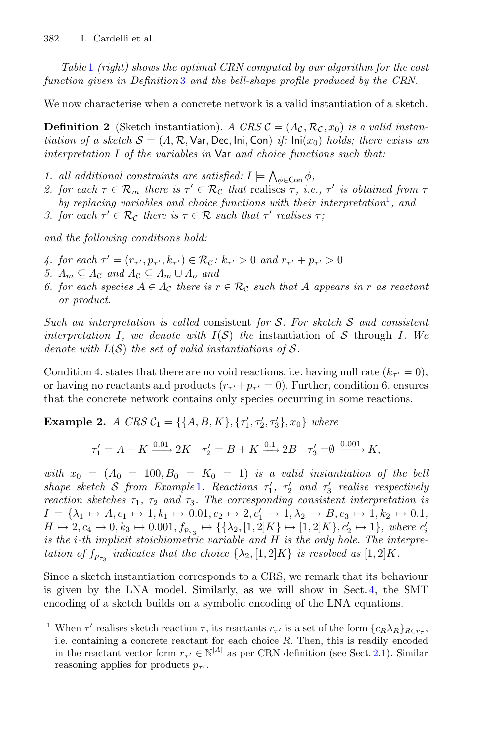*Table 1 (right) shows the optimal CRN computed by our algorithm for the cost function given in Definition 3 and the bell-shape profile produced by the CRN.*

We now characterise when a concrete network is a valid instantiation of a sketch.

**Definition 2** (Sketch instantiation). *A CRS $\mathcal{C} = (\Lambda_\mathcal{C}, \mathcal{R}_\mathcal{C}, x_0)$ is a valid instantiation of a sketch $\mathcal{S} = (\Lambda, \mathcal{R}, \mathsf{Var}, \mathsf{Dec}, \mathsf{Ini}, \mathsf{Con})$ if: $\mathsf{Ini}(x_0)$ holds; there exists an interpretation $I$ of the variables in $\mathsf{Var}$ and choice functions such that:*

1. *all additional constraints are satisfied: $I \models \bigwedge_{\phi \in \mathsf{Con}} \phi$,*
2. *for each $\tau \in \mathcal{R}_m$ there is $\tau' \in \mathcal{R}_\mathcal{C}$ that* realises *$\tau$, i.e., $\tau'$ is obtained from $\tau$ by replacing variables and choice functions with their interpretation*[1]*, and*
3. *for each $\tau' \in \mathcal{R}_\mathcal{C}$ there is $\tau \in \mathcal{R}$ such that $\tau'$ realises $\tau$;*

*and the following conditions hold:*

4. *for each $\tau' = (r_{\tau'}, p_{\tau'}, k_{\tau'}) \in \mathcal{R}_\mathcal{C}$: $k_{\tau'} > 0$ and $r_{\tau'} + p_{\tau'} > 0$*
5. *$\Lambda_m \subseteq \Lambda_\mathcal{C}$ and $\Lambda_\mathcal{C} \subseteq \Lambda_m \cup \Lambda_o$ and*
6. *for each species $A \in \Lambda_\mathcal{C}$ there is $r \in \mathcal{R}_\mathcal{C}$ such that $A$ appears in $r$ as reactant or product.*

*Such an interpretation is called* consistent *for $\mathcal{S}$. For sketch $\mathcal{S}$ and consistent interpretation $I$, we denote with $I(\mathcal{S})$ the* instantiation *of $\mathcal{S}$ through $I$. We denote with $L(\mathcal{S})$ the set of valid instantiations of $\mathcal{S}$.*

Condition 4. states that there are no void reactions, i.e. having null rate ($k_{\tau'} = 0$), or having no reactants and products ($r_{\tau'} + p_{\tau'} = 0$). Further, condition 6. ensures that the concrete network contains only species occurring in some reactions.

**Example 2.** *A CRS $\mathcal{C}_1 = \{\{A, B, K\}, \{\tau_1', \tau_2', \tau_3'\}, x_0\}$ where*

$$\tau_1' = A + K \xrightarrow{0.01} 2K \quad \tau_2' = B + K \xrightarrow{0.1} 2B \quad \tau_3' = \emptyset \xrightarrow{0.001} K,$$

*with $x_0 = (A_0 = 100, B_0 = K_0 = 1)$ is a valid instantiation of the bell shape sketch $\mathcal{S}$ from Example 1. Reactions $\tau_1'$, $\tau_2'$ and $\tau_3'$ realise respectively reaction sketches $\tau_1$, $\tau_2$ and $\tau_3$. The corresponding consistent interpretation is $I = \{\lambda_1 \mapsto A, c_1 \mapsto 1, k_1 \mapsto 0.01, c_2 \mapsto 2, c_1' \mapsto 1, \lambda_2 \mapsto B, c_3 \mapsto 1, k_2 \mapsto 0.1, H \mapsto 2, c_4 \mapsto 0, k_3 \mapsto 0.001, f_{p_{\tau_3}} \mapsto \{\{\lambda_2, [1,2]K\} \mapsto [1,2]K\}, c_2' \mapsto 1\}$, where $c_i'$ is the $i$-th implicit stoichiometric variable and $H$ is the only hole. The interpretation of $f_{p_{\tau_3}}$ indicates that the choice $\{\lambda_2, [1,2]K\}$ is resolved as $[1,2]K$.*

Since a sketch instantiation corresponds to a CRS, we remark that its behaviour is given by the LNA model. Similarly, as we will show in Sect. 4, the SMT encoding of a sketch builds on a symbolic encoding of the LNA equations.

---

[1] When $\tau'$ realises sketch reaction $\tau$, its reactants $r_{\tau'}$ is a set of the form $\{c_R \lambda_R\}_{R \in r_\tau}$, i.e. containing a concrete reactant for each choice $R$. Then, this is readily encoded in the reactant vector form $r_{\tau'} \in \mathbb{N}^{|\Lambda|}$ as per CRN definition (see Sect. 2.1). Similar reasoning applies for products $p_{\tau'}$.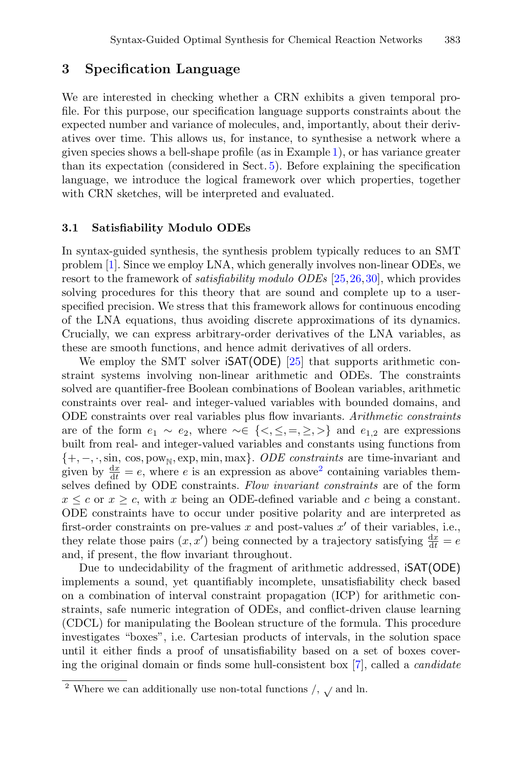## 3 Specification Language

We are interested in checking whether a CRN exhibits a given temporal profile. For this purpose, our specification language supports constraints about the expected number and variance of molecules, and, importantly, about their derivatives over time. This allows us, for instance, to synthesise a network where a given species shows a bell-shape profile (as in Example 1), or has variance greater than its expectation (considered in Sect. 5). Before explaining the specification language, we introduce the logical framework over which properties, together with CRN sketches, will be interpreted and evaluated.

### 3.1 Satisfiability Modulo ODEs

In syntax-guided synthesis, the synthesis problem typically reduces to an SMT problem [1]. Since we employ LNA, which generally involves non-linear ODEs, we resort to the framework of *satisfiability modulo ODEs* [25,26,30], which provides solving procedures for this theory that are sound and complete up to a user-specified precision. We stress that this framework allows for continuous encoding of the LNA equations, thus avoiding discrete approximations of its dynamics. Crucially, we can express arbitrary-order derivatives of the LNA variables, as these are smooth functions, and hence admit derivatives of all orders.

We employ the SMT solver iSAT(ODE) [25] that supports arithmetic constraint systems involving non-linear arithmetic and ODEs. The constraints solved are quantifier-free Boolean combinations of Boolean variables, arithmetic constraints over real- and integer-valued variables with bounded domains, and ODE constraints over real variables plus flow invariants. *Arithmetic constraints* are of the form $e_1 \sim e_2$, where $\sim \in \{<, \leq, =, \geq, >\}$ and $e_{1,2}$ are expressions built from real- and integer-valued variables and constants using functions from $\{+, -, \cdot, \sin, \cos, \text{pow}_{\mathbb{N}}, \exp, \min, \max\}$. *ODE constraints* are time-invariant and given by $\frac{\mathrm{d}x}{\mathrm{d}t} = e$, where $e$ is an expression as above[2] containing variables themselves defined by ODE constraints. *Flow invariant constraints* are of the form $x \leq c$ or $x \geq c$, with $x$ being an ODE-defined variable and $c$ being a constant. ODE constraints have to occur under positive polarity and are interpreted as first-order constraints on pre-values $x$ and post-values $x'$ of their variables, i.e., they relate those pairs $(x, x')$ being connected by a trajectory satisfying $\frac{\mathrm{d}x}{\mathrm{d}t} = e$ and, if present, the flow invariant throughout.

Due to undecidability of the fragment of arithmetic addressed, iSAT(ODE) implements a sound, yet quantifiably incomplete, unsatisfiability check based on a combination of interval constraint propagation (ICP) for arithmetic constraints, safe numeric integration of ODEs, and conflict-driven clause learning (CDCL) for manipulating the Boolean structure of the formula. This procedure investigates "boxes", i.e. Cartesian products of intervals, in the solution space until it either finds a proof of unsatisfiability based on a set of boxes covering the original domain or finds some hull-consistent box [7], called a *candidate*

[2] Where we can additionally use non-total functions $/$, $\sqrt{}$ and ln.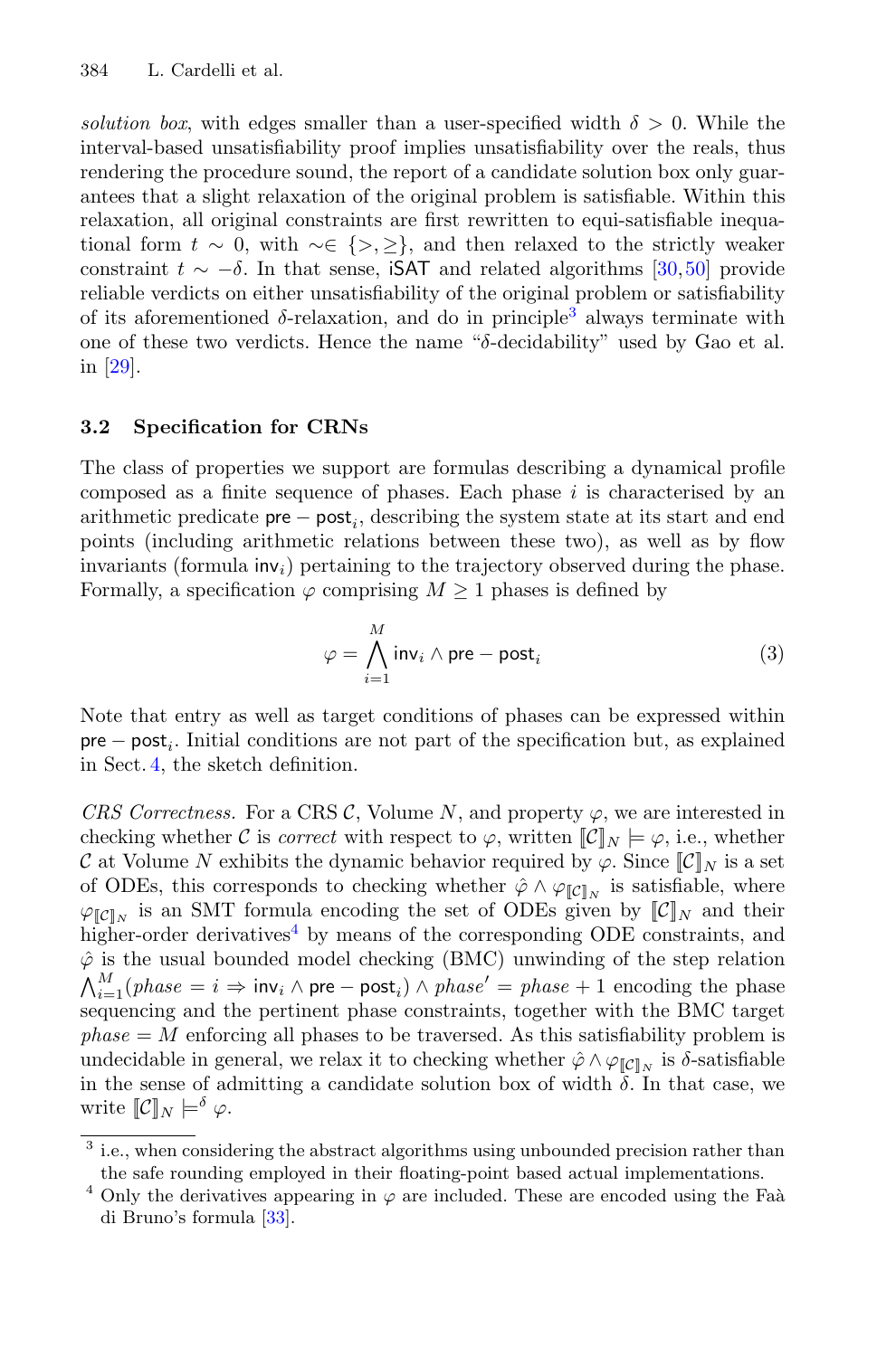*solution box*, with edges smaller than a user-specified width $\delta > 0$. While the interval-based unsatisfiability proof implies unsatisfiability over the reals, thus rendering the procedure sound, the report of a candidate solution box only guarantees that a slight relaxation of the original problem is satisfiable. Within this relaxation, all original constraints are first rewritten to equi-satisfiable inequational form $t \sim 0$, with $\sim \in \{>, \geq\}$, and then relaxed to the strictly weaker constraint $t \sim -\delta$. In that sense, iSAT and related algorithms [30,50] provide reliable verdicts on either unsatisfiability of the original problem or satisfiability of its aforementioned $\delta$-relaxation, and do in principle[3] always terminate with one of these two verdicts. Hence the name "$\delta$-decidability" used by Gao et al. in [29].

### 3.2 Specification for CRNs

The class of properties we support are formulas describing a dynamical profile composed as a finite sequence of phases. Each phase $i$ is characterised by an arithmetic predicate $\mathsf{pre}-\mathsf{post}_i$, describing the system state at its start and end points (including arithmetic relations between these two), as well as by flow invariants (formula $\mathsf{inv}_i$) pertaining to the trajectory observed during the phase. Formally, a specification $\varphi$ comprising $M \geq 1$ phases is defined by

$$\varphi = \bigwedge_{i=1}^{M} \mathsf{inv}_i \wedge \mathsf{pre}-\mathsf{post}_i \tag{3}$$

Note that entry as well as target conditions of phases can be expressed within $\mathsf{pre}-\mathsf{post}_i$. Initial conditions are not part of the specification but, as explained in Sect. 4, the sketch definition.

*CRS Correctness.* For a CRS $\mathcal{C}$, Volume $N$, and property $\varphi$, we are interested in checking whether $\mathcal{C}$ is *correct* with respect to $\varphi$, written $[\![\mathcal{C}]\!]_N \models \varphi$, i.e., whether $\mathcal{C}$ at Volume $N$ exhibits the dynamic behavior required by $\varphi$. Since $[\![\mathcal{C}]\!]_N$ is a set of ODEs, this corresponds to checking whether $\hat{\varphi} \wedge \varphi_{[\![\mathcal{C}]\!]_N}$ is satisfiable, where $\varphi_{[\![\mathcal{C}]\!]_N}$ is an SMT formula encoding the set of ODEs given by $[\![\mathcal{C}]\!]_N$ and their higher-order derivatives[4] by means of the corresponding ODE constraints, and $\hat{\varphi}$ is the usual bounded model checking (BMC) unwinding of the step relation $\bigwedge_{i=1}^{M}(\mathit{phase} = i \Rightarrow \mathsf{inv}_i \wedge \mathsf{pre}-\mathsf{post}_i) \wedge \mathit{phase}' = \mathit{phase} + 1$ encoding the phase sequencing and the pertinent phase constraints, together with the BMC target $\mathit{phase} = M$ enforcing all phases to be traversed. As this satisfiability problem is undecidable in general, we relax it to checking whether $\hat{\varphi} \wedge \varphi_{[\![\mathcal{C}]\!]_N}$ is $\delta$-satisfiable in the sense of admitting a candidate solution box of width $\delta$. In that case, we write $[\![\mathcal{C}]\!]_N \models^{\delta} \varphi$.

[3] i.e., when considering the abstract algorithms using unbounded precision rather than the safe rounding employed in their floating-point based actual implementations.

[4] Only the derivatives appearing in $\varphi$ are included. These are encoded using the Faà di Bruno's formula [33].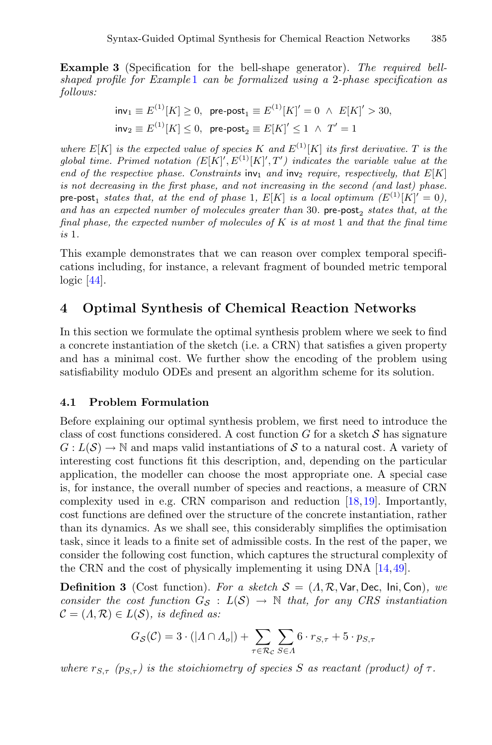**Example 3** (Specification for the bell-shape generator). *The required bell-shaped profile for Example 1 can be formalized using a 2-phase specification as follows:*

$$\mathsf{inv}_1 \equiv E^{(1)}[K] \geq 0, \ \ \mathsf{pre\text{-}post}_1 \equiv E^{(1)}[K]' = 0 \ \wedge \ E[K]' > 30,$$
$$\mathsf{inv}_2 \equiv E^{(1)}[K] \leq 0, \ \ \mathsf{pre\text{-}post}_2 \equiv E[K]' \leq 1 \ \wedge \ T' = 1$$

*where $E[K]$ is the expected value of species $K$ and $E^{(1)}[K]$ its first derivative. $T$ is the global time. Primed notation ($E[K]', E^{(1)}[K]', T'$) indicates the variable value at the end of the respective phase. Constraints $\mathsf{inv}_1$ and $\mathsf{inv}_2$ require, respectively, that $E[K]$ is not decreasing in the first phase, and not increasing in the second (and last) phase. $\mathsf{pre\text{-}post}_1$ states that, at the end of phase 1, $E[K]$ is a local optimum ($E^{(1)}[K]' = 0$), and has an expected number of molecules greater than 30. $\mathsf{pre\text{-}post}_2$ states that, at the final phase, the expected number of molecules of $K$ is at most 1 and that the final time is 1.*

This example demonstrates that we can reason over complex temporal specifications including, for instance, a relevant fragment of bounded metric temporal logic [44].

## 4 Optimal Synthesis of Chemical Reaction Networks

In this section we formulate the optimal synthesis problem where we seek to find a concrete instantiation of the sketch (i.e. a CRN) that satisfies a given property and has a minimal cost. We further show the encoding of the problem using satisfiability modulo ODEs and present an algorithm scheme for its solution.

### 4.1 Problem Formulation

Before explaining our optimal synthesis problem, we first need to introduce the class of cost functions considered. A cost function $G$ for a sketch $\mathcal{S}$ has signature $G : L(\mathcal{S}) \to \mathbb{N}$ and maps valid instantiations of $\mathcal{S}$ to a natural cost. A variety of interesting cost functions fit this description, and, depending on the particular application, the modeller can choose the most appropriate one. A special case is, for instance, the overall number of species and reactions, a measure of CRN complexity used in e.g. CRN comparison and reduction [18,19]. Importantly, cost functions are defined over the structure of the concrete instantiation, rather than its dynamics. As we shall see, this considerably simplifies the optimisation task, since it leads to a finite set of admissible costs. In the rest of the paper, we consider the following cost function, which captures the structural complexity of the CRN and the cost of physically implementing it using DNA [14,49].

**Definition 3** (Cost function). *For a sketch $\mathcal{S} = (\Lambda, \mathcal{R}, \mathsf{Var}, \mathsf{Dec}, \mathsf{Ini}, \mathsf{Con})$, we consider the cost function $G_{\mathcal{S}} : L(\mathcal{S}) \to \mathbb{N}$ that, for any CRS instantiation $\mathcal{C} = (\Lambda, \mathcal{R}) \in L(\mathcal{S})$, is defined as:*

$$G_{\mathcal{S}}(\mathcal{C}) = 3 \cdot (|\Lambda \cap \Lambda_o|) + \sum_{\tau \in \mathcal{R}_{\mathcal{C}}} \sum_{S \in \Lambda} 6 \cdot r_{S,\tau} + 5 \cdot p_{S,\tau}$$

*where $r_{S,\tau}$ ($p_{S,\tau}$) is the stoichiometry of species $S$ as reactant (product) of $\tau$.*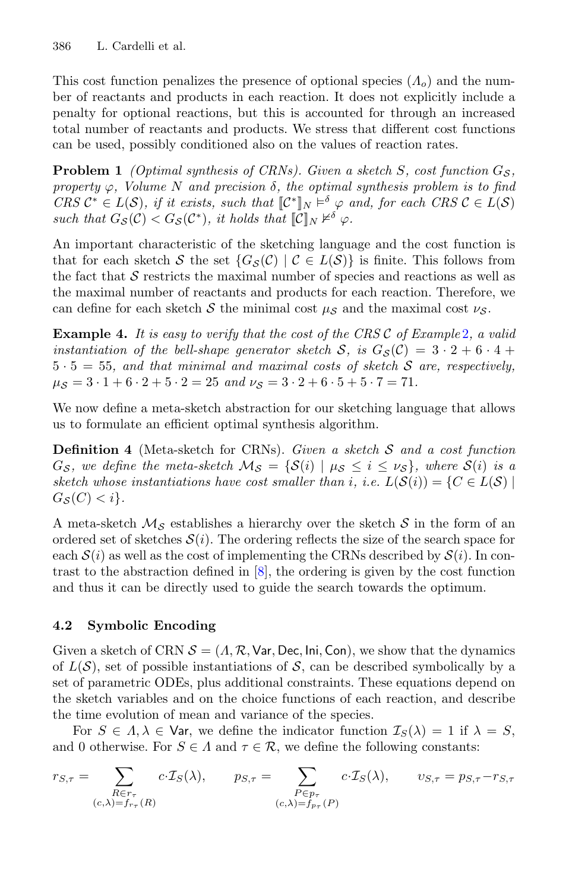This cost function penalizes the presence of optional species ($\Lambda_o$) and the number of reactants and products in each reaction. It does not explicitly include a penalty for optional reactions, but this is accounted for through an increased total number of reactants and products. We stress that different cost functions can be used, possibly conditioned also on the values of reaction rates.

**Problem 1** *(Optimal synthesis of CRNs). Given a sketch $S$, cost function $G_{\mathcal{S}}$, property $\varphi$, Volume $N$ and precision $\delta$, the optimal synthesis problem is to find CRS $\mathcal{C}^* \in L(\mathcal{S})$, if it exists, such that $[\![\mathcal{C}^*]\!]_N \models^\delta \varphi$ and, for each CRS $\mathcal{C} \in L(\mathcal{S})$ such that $G_{\mathcal{S}}(\mathcal{C}) < G_{\mathcal{S}}(\mathcal{C}^*)$, it holds that $[\![\mathcal{C}]\!]_N \not\models^\delta \varphi$.*

An important characteristic of the sketching language and the cost function is that for each sketch $\mathcal{S}$ the set $\{G_{\mathcal{S}}(\mathcal{C}) \mid \mathcal{C} \in L(\mathcal{S})\}$ is finite. This follows from the fact that $\mathcal{S}$ restricts the maximal number of species and reactions as well as the maximal number of reactants and products for each reaction. Therefore, we can define for each sketch $\mathcal{S}$ the minimal cost $\mu_{\mathcal{S}}$ and the maximal cost $\nu_{\mathcal{S}}$.

**Example 4.** *It is easy to verify that the cost of the CRS $\mathcal{C}$ of Example 2, a valid instantiation of the bell-shape generator sketch $\mathcal{S}$, is $G_{\mathcal{S}}(\mathcal{C}) = 3 \cdot 2 + 6 \cdot 4 + 5 \cdot 5 = 55$, and that minimal and maximal costs of sketch $\mathcal{S}$ are, respectively, $\mu_{\mathcal{S}} = 3 \cdot 1 + 6 \cdot 2 + 5 \cdot 2 = 25$ and $\nu_{\mathcal{S}} = 3 \cdot 2 + 6 \cdot 5 + 5 \cdot 7 = 71$.*

We now define a meta-sketch abstraction for our sketching language that allows us to formulate an efficient optimal synthesis algorithm.

**Definition 4** (Meta-sketch for CRNs). *Given a sketch $\mathcal{S}$ and a cost function $G_{\mathcal{S}}$, we define the meta-sketch $\mathcal{M}_{\mathcal{S}} = \{\mathcal{S}(i) \mid \mu_{\mathcal{S}} \leq i \leq \nu_{\mathcal{S}}\}$, where $\mathcal{S}(i)$ is a sketch whose instantiations have cost smaller than $i$, i.e. $L(\mathcal{S}(i)) = \{C \in L(\mathcal{S}) \mid G_{\mathcal{S}}(C) < i\}$.*

A meta-sketch $\mathcal{M}_{\mathcal{S}}$ establishes a hierarchy over the sketch $\mathcal{S}$ in the form of an ordered set of sketches $\mathcal{S}(i)$. The ordering reflects the size of the search space for each $\mathcal{S}(i)$ as well as the cost of implementing the CRNs described by $\mathcal{S}(i)$. In contrast to the abstraction defined in [8], the ordering is given by the cost function and thus it can be directly used to guide the search towards the optimum.

### 4.2 Symbolic Encoding

Given a sketch of CRN $\mathcal{S} = (\Lambda, \mathcal{R}, \mathsf{Var}, \mathsf{Dec}, \mathsf{Ini}, \mathsf{Con})$, we show that the dynamics of $L(\mathcal{S})$, set of possible instantiations of $\mathcal{S}$, can be described symbolically by a set of parametric ODEs, plus additional constraints. These equations depend on the sketch variables and on the choice functions of each reaction, and describe the time evolution of mean and variance of the species.

For $S \in \Lambda, \lambda \in \mathsf{Var}$, we define the indicator function $\mathcal{I}_S(\lambda) = 1$ if $\lambda = S$, and 0 otherwise. For $S \in \Lambda$ and $\tau \in \mathcal{R}$, we define the following constants:

$$r_{S,\tau} = \sum_{\substack{R \in r_\tau \\ (c,\lambda) = f_{r_\tau}(R)}} c \cdot \mathcal{I}_S(\lambda), \qquad p_{S,\tau} = \sum_{\substack{P \in p_\tau \\ (c,\lambda) = f_{p_\tau}(P)}} c \cdot \mathcal{I}_S(\lambda), \qquad \upsilon_{S,\tau} = p_{S,\tau} - r_{S,\tau}$$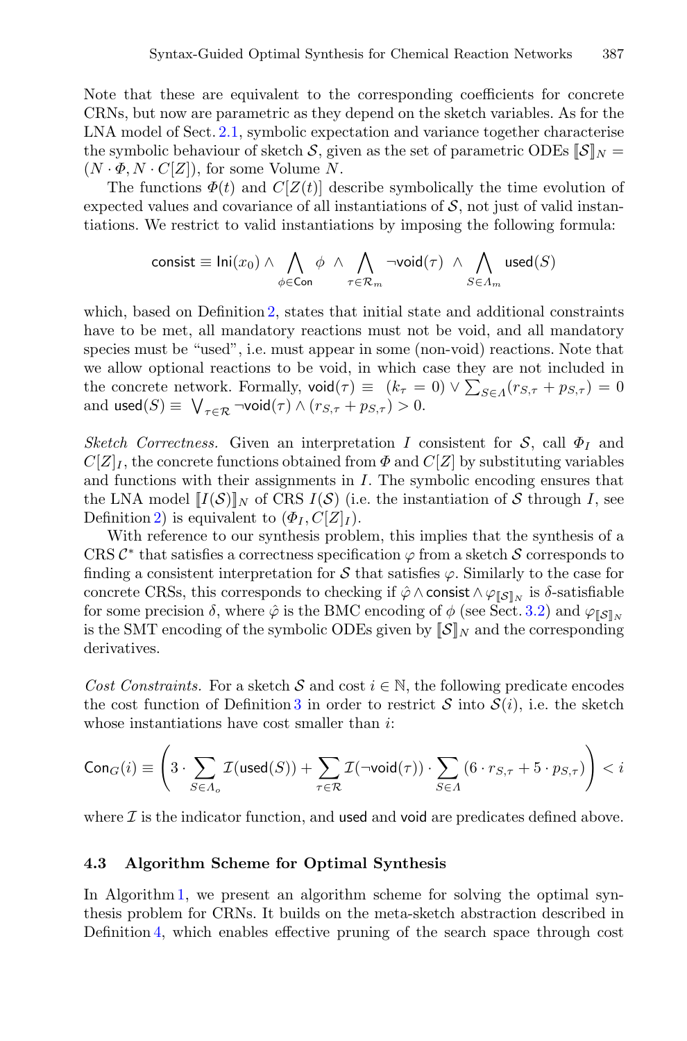Note that these are equivalent to the corresponding coefficients for concrete CRNs, but now are parametric as they depend on the sketch variables. As for the LNA model of Sect. 2.1, symbolic expectation and variance together characterise the symbolic behaviour of sketch $\mathcal{S}$, given as the set of parametric ODEs $[\![\mathcal{S}]\!]_N = (N \cdot \Phi, N \cdot C[Z])$, for some Volume $N$.

The functions $\Phi(t)$ and $C[Z(t)]$ describe symbolically the time evolution of expected values and covariance of all instantiations of $\mathcal{S}$, not just of valid instantiations. We restrict to valid instantiations by imposing the following formula:

$$\mathsf{consist} \equiv \mathsf{Ini}(x_0) \wedge \bigwedge_{\phi \in \mathsf{Con}} \phi \;\wedge \bigwedge_{\tau \in \mathcal{R}_m} \neg\mathsf{void}(\tau) \;\wedge \bigwedge_{S \in \Lambda_m} \mathsf{used}(S)$$

which, based on Definition 2, states that initial state and additional constraints have to be met, all mandatory reactions must not be void, and all mandatory species must be "used", i.e. must appear in some (non-void) reactions. Note that we allow optional reactions to be void, in which case they are not included in the concrete network. Formally, $\mathsf{void}(\tau) \equiv (k_\tau = 0) \vee \sum_{S \in \Lambda}(r_{S,\tau} + p_{S,\tau}) = 0$ and $\mathsf{used}(S) \equiv \bigvee_{\tau \in \mathcal{R}} \neg\mathsf{void}(\tau) \wedge (r_{S,\tau} + p_{S,\tau}) > 0$.

*Sketch Correctness.* Given an interpretation $I$ consistent for $\mathcal{S}$, call $\Phi_I$ and $C[Z]_I$, the concrete functions obtained from $\Phi$ and $C[Z]$ by substituting variables and functions with their assignments in $I$. The symbolic encoding ensures that the LNA model $[\![I(\mathcal{S})]\!]_N$ of CRS $I(\mathcal{S})$ (i.e. the instantiation of $\mathcal{S}$ through $I$, see Definition 2) is equivalent to $(\Phi_I, C[Z]_I)$.

With reference to our synthesis problem, this implies that the synthesis of a CRS $\mathcal{C}^*$ that satisfies a correctness specification $\varphi$ from a sketch $\mathcal{S}$ corresponds to finding a consistent interpretation for $\mathcal{S}$ that satisfies $\varphi$. Similarly to the case for concrete CRSs, this corresponds to checking if $\hat{\varphi} \wedge \mathsf{consist} \wedge \varphi_{[\![\mathcal{S}]\!]_N}$ is $\delta$-satisfiable for some precision $\delta$, where $\hat{\varphi}$ is the BMC encoding of $\phi$ (see Sect. 3.2) and $\varphi_{[\![\mathcal{S}]\!]_N}$ is the SMT encoding of the symbolic ODEs given by $[\![\mathcal{S}]\!]_N$ and the corresponding derivatives.

*Cost Constraints.* For a sketch $\mathcal{S}$ and cost $i \in \mathbb{N}$, the following predicate encodes the cost function of Definition 3 in order to restrict $\mathcal{S}$ into $\mathcal{S}(i)$, i.e. the sketch whose instantiations have cost smaller than $i$:

$$\mathsf{Con}_G(i) \equiv \left(3 \cdot \sum_{S \in \Lambda_o} \mathcal{I}(\mathsf{used}(S)) + \sum_{\tau \in \mathcal{R}} \mathcal{I}(\neg\mathsf{void}(\tau)) \cdot \sum_{S \in \Lambda} (6 \cdot r_{S,\tau} + 5 \cdot p_{S,\tau})\right) < i$$

where $\mathcal{I}$ is the indicator function, and $\mathsf{used}$ and $\mathsf{void}$ are predicates defined above.

### 4.3 Algorithm Scheme for Optimal Synthesis

In Algorithm 1, we present an algorithm scheme for solving the optimal synthesis problem for CRNs. It builds on the meta-sketch abstraction described in Definition 4, which enables effective pruning of the search space through cost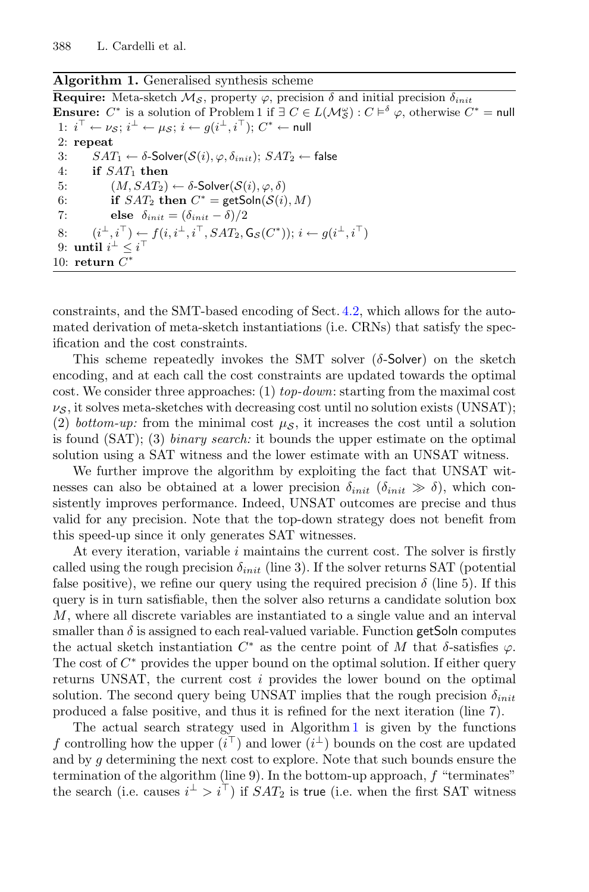**Algorithm 1.** Generalised synthesis scheme

**Require:** Meta-sketch $\mathcal{M}_\mathcal{S}$, property $\varphi$, precision $\delta$ and initial precision $\delta_{init}$
**Ensure:** $C^*$ is a solution of Problem 1 if $\exists\, C \in L(\mathcal{M}_\mathcal{S}^\omega) : C \models^\delta \varphi$, otherwise $C^* =$ null

```
1: i^⊤ ← ν_S; i^⊥ ← μ_S; i ← g(i^⊥, i^⊤); C* ← null
2: repeat
3:     SAT_1 ← δ-Solver(S(i), φ, δ_init); SAT_2 ← false
4:     if SAT_1 then
5:         (M, SAT_2) ← δ-Solver(S(i), φ, δ)
6:         if SAT_2 then C* = getSoln(S(i), M)
7:         else δ_init = (δ_init − δ)/2
8:     (i^⊥, i^⊤) ← f(i, i^⊥, i^⊤, SAT_2, G_S(C*)); i ← g(i^⊥, i^⊤)
9: until i^⊥ ≤ i^⊤
10: return C*
```

constraints, and the SMT-based encoding of Sect. 4.2, which allows for the automated derivation of meta-sketch instantiations (i.e. CRNs) that satisfy the specification and the cost constraints.

This scheme repeatedly invokes the SMT solver ($\delta$-Solver) on the sketch encoding, and at each call the cost constraints are updated towards the optimal cost. We consider three approaches: (1) *top-down*: starting from the maximal cost $\nu_\mathcal{S}$, it solves meta-sketches with decreasing cost until no solution exists (UNSAT); (2) *bottom-up:* from the minimal cost $\mu_\mathcal{S}$, it increases the cost until a solution is found (SAT); (3) *binary search:* it bounds the upper estimate on the optimal solution using a SAT witness and the lower estimate with an UNSAT witness.

We further improve the algorithm by exploiting the fact that UNSAT witnesses can also be obtained at a lower precision $\delta_{init}$ ($\delta_{init} \gg \delta$), which consistently improves performance. Indeed, UNSAT outcomes are precise and thus valid for any precision. Note that the top-down strategy does not benefit from this speed-up since it only generates SAT witnesses.

At every iteration, variable $i$ maintains the current cost. The solver is firstly called using the rough precision $\delta_{init}$ (line 3). If the solver returns SAT (potential false positive), we refine our query using the required precision $\delta$ (line 5). If this query is in turn satisfiable, then the solver also returns a candidate solution box $M$, where all discrete variables are instantiated to a single value and an interval smaller than $\delta$ is assigned to each real-valued variable. Function getSoln computes the actual sketch instantiation $C^*$ as the centre point of $M$ that $\delta$-satisfies $\varphi$. The cost of $C^*$ provides the upper bound on the optimal solution. If either query returns UNSAT, the current cost $i$ provides the lower bound on the optimal solution. The second query being UNSAT implies that the rough precision $\delta_{init}$ produced a false positive, and thus it is refined for the next iteration (line 7).

The actual search strategy used in Algorithm 1 is given by the functions $f$ controlling how the upper ($i^\top$) and lower ($i^\bot$) bounds on the cost are updated and by $g$ determining the next cost to explore. Note that such bounds ensure the termination of the algorithm (line 9). In the bottom-up approach, $f$ "terminates" the search (i.e. causes $i^\bot > i^\top$) if $SAT_2$ is true (i.e. when the first SAT witness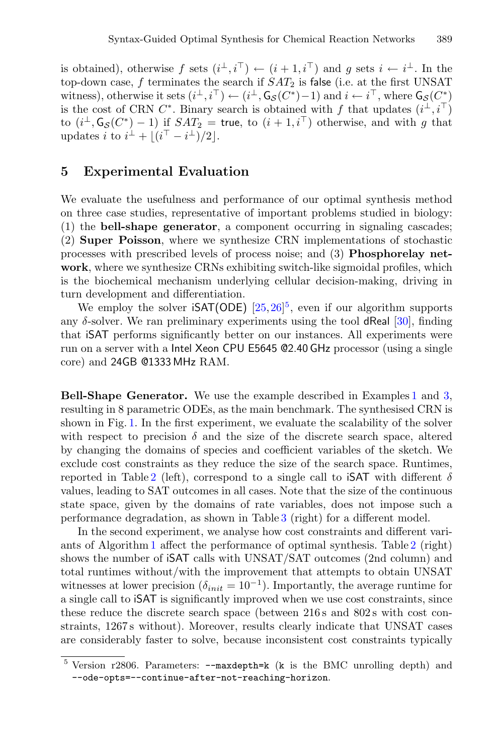is obtained), otherwise $f$ sets $(i^{\perp}, i^{\top}) \leftarrow (i+1, i^{\top})$ and $g$ sets $i \leftarrow i^{\perp}$. In the top-down case, $f$ terminates the search if $SAT_2$ is false (i.e. at the first UNSAT witness), otherwise it sets $(i^{\perp}, i^{\top}) \leftarrow (i^{\perp}, \mathsf{G}_{\mathcal{S}}(C^*)-1)$ and $i \leftarrow i^{\top}$, where $\mathsf{G}_{\mathcal{S}}(C^*)$ is the cost of CRN $C^*$. Binary search is obtained with $f$ that updates $(i^{\perp}, i^{\top})$ to $(i^{\perp}, \mathsf{G}_{\mathcal{S}}(C^*)-1)$ if $SAT_2 =$ true, to $(i+1, i^{\top})$ otherwise, and with $g$ that updates $i$ to $i^{\perp} + \lfloor (i^{\top} - i^{\perp})/2 \rfloor$.

## 5 Experimental Evaluation

We evaluate the usefulness and performance of our optimal synthesis method on three case studies, representative of important problems studied in biology: (1) the **bell-shape generator**, a component occurring in signaling cascades; (2) **Super Poisson**, where we synthesize CRN implementations of stochastic processes with prescribed levels of process noise; and (3) **Phosphorelay network**, where we synthesize CRNs exhibiting switch-like sigmoidal profiles, which is the biochemical mechanism underlying cellular decision-making, driving in turn development and differentiation.

We employ the solver iSAT(ODE) [25,26][5], even if our algorithm supports any $\delta$-solver. We ran preliminary experiments using the tool dReal [30], finding that iSAT performs significantly better on our instances. All experiments were run on a server with a Intel Xeon CPU E5645 @2.40 GHz processor (using a single core) and 24GB @1333 MHz RAM.

**Bell-Shape Generator.** We use the example described in Examples 1 and 3, resulting in 8 parametric ODEs, as the main benchmark. The synthesised CRN is shown in Fig. 1. In the first experiment, we evaluate the scalability of the solver with respect to precision $\delta$ and the size of the discrete search space, altered by changing the domains of species and coefficient variables of the sketch. We exclude cost constraints as they reduce the size of the search space. Runtimes, reported in Table 2 (left), correspond to a single call to iSAT with different $\delta$ values, leading to SAT outcomes in all cases. Note that the size of the continuous state space, given by the domains of rate variables, does not impose such a performance degradation, as shown in Table 3 (right) for a different model.

In the second experiment, we analyse how cost constraints and different variants of Algorithm 1 affect the performance of optimal synthesis. Table 2 (right) shows the number of iSAT calls with UNSAT/SAT outcomes (2nd column) and total runtimes without/with the improvement that attempts to obtain UNSAT witnesses at lower precision ($\delta_{init} = 10^{-1}$). Importantly, the average runtime for a single call to iSAT is significantly improved when we use cost constraints, since these reduce the discrete search space (between 216 s and 802 s with cost constraints, 1267 s without). Moreover, results clearly indicate that UNSAT cases are considerably faster to solve, because inconsistent cost constraints typically

[5] Version r2806. Parameters: `--maxdepth=k` (`k` is the BMC unrolling depth) and `--ode-opts=--continue-after-not-reaching-horizon`.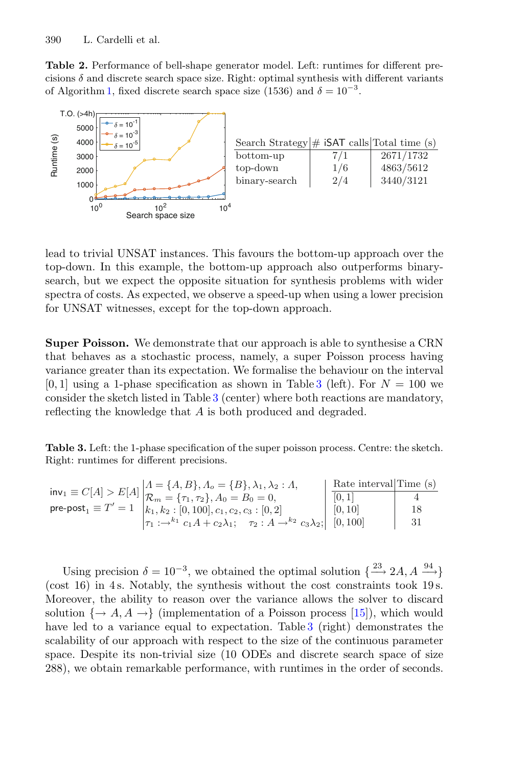**Table 2.** Performance of bell-shape generator model. Left: runtimes for different precisions $\delta$ and discrete search space size. Right: optimal synthesis with different variants of Algorithm 1, fixed discrete search space size (1536) and $\delta = 10^{-3}$.

| Search Strategy | # iSAT calls | Total time (s) |
|---|---|---|
| bottom-up | 7/1 | 2671/1732 |
| top-down | 1/6 | 4863/5612 |
| binary-search | 2/4 | 3440/3121 |

lead to trivial UNSAT instances. This favours the bottom-up approach over the top-down. In this example, the bottom-up approach also outperforms binary-search, but we expect the opposite situation for synthesis problems with wider spectra of costs. As expected, we observe a speed-up when using a lower precision for UNSAT witnesses, except for the top-down approach.

**Super Poisson.** We demonstrate that our approach is able to synthesise a CRN that behaves as a stochastic process, namely, a super Poisson process having variance greater than its expectation. We formalise the behaviour on the interval $[0, 1]$ using a 1-phase specification as shown in Table 3 (left). For $N = 100$ we consider the sketch listed in Table 3 (center) where both reactions are mandatory, reflecting the knowledge that $A$ is both produced and degraded.

**Table 3.** Left: the 1-phase specification of the super poisson process. Centre: the sketch. Right: runtimes for different precisions.

$\mathsf{inv}_1 \equiv C[A] > E[A]$

$\mathsf{pre\text{-}post}_1 \equiv T' = 1$

$\Lambda = \{A, B\}, \Lambda_o = \{B\}, \lambda_1, \lambda_2 : \Lambda,$
$\mathcal{R}_m = \{\tau_1, \tau_2\}, A_0 = B_0 = 0,$
$k_1, k_2 : [0, 100], c_1, c_2, c_3 : [0, 2]$
$\tau_1 : \rightarrow^{k_1} c_1 A + c_2 \lambda_1; \quad \tau_2 : A \rightarrow^{k_2} c_3 \lambda_2;$

| Rate interval | Time (s) |
|---|---|
| [0, 1] | 4 |
| [0, 10] | 18 |
| [0, 100] | 31 |

Using precision $\delta = 10^{-3}$, we obtained the optimal solution $\{\xrightarrow{23} 2A, A \xrightarrow{94}\}$ (cost 16) in 4 s. Notably, the synthesis without the cost constraints took 19 s. Moreover, the ability to reason over the variance allows the solver to discard solution $\{\rightarrow A, A \rightarrow\}$ (implementation of a Poisson process [15]), which would have led to a variance equal to expectation. Table 3 (right) demonstrates the scalability of our approach with respect to the size of the continuous parameter space. Despite its non-trivial size (10 ODEs and discrete search space of size 288), we obtain remarkable performance, with runtimes in the order of seconds.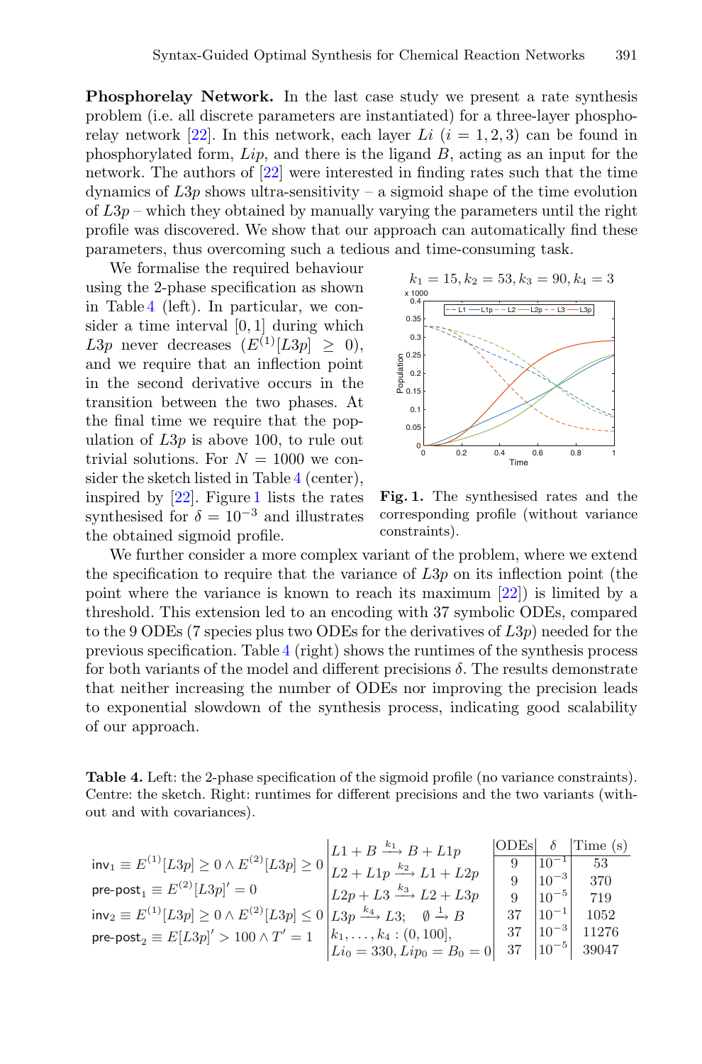**Phosphorelay Network.** In the last case study we present a rate synthesis problem (i.e. all discrete parameters are instantiated) for a three-layer phosphorelay network [22]. In this network, each layer $Li$ $(i = 1, 2, 3)$ can be found in phosphorylated form, $Lip$, and there is the ligand $B$, acting as an input for the network. The authors of [22] were interested in finding rates such that the time dynamics of $L3p$ shows ultra-sensitivity – a sigmoid shape of the time evolution of $L3p$ – which they obtained by manually varying the parameters until the right profile was discovered. We show that our approach can automatically find these parameters, thus overcoming such a tedious and time-consuming task.

We formalise the required behaviour using the 2-phase specification as shown in Table 4 (left). In particular, we consider a time interval $[0, 1]$ during which $L3p$ never decreases ($E^{(1)}[L3p] \geq 0$), and we require that an inflection point in the second derivative occurs in the transition between the two phases. At the final time we require that the population of $L3p$ is above 100, to rule out trivial solutions. For $N = 1000$ we consider the sketch listed in Table 4 (center), inspired by [22]. Figure 1 lists the rates synthesised for $\delta = 10^{-3}$ and illustrates the obtained sigmoid profile.

$k_1 = 15, k_2 = 53, k_3 = 90, k_4 = 3$

**Fig. 1.** The synthesised rates and the corresponding profile (without variance constraints).

We further consider a more complex variant of the problem, where we extend the specification to require that the variance of $L3p$ on its inflection point (the point where the variance is known to reach its maximum [22]) is limited by a threshold. This extension led to an encoding with 37 symbolic ODEs, compared to the 9 ODEs (7 species plus two ODEs for the derivatives of $L3p$) needed for the previous specification. Table 4 (right) shows the runtimes of the synthesis process for both variants of the model and different precisions $\delta$. The results demonstrate that neither increasing the number of ODEs nor improving the precision leads to exponential slowdown of the synthesis process, indicating good scalability of our approach.

**Table 4.** Left: the 2-phase specification of the sigmoid profile (no variance constraints). Centre: the sketch. Right: runtimes for different precisions and the two variants (without and with covariances).

$$\begin{aligned}
&\mathsf{inv}_1 \equiv E^{(1)}[L3p] \geq 0 \wedge E^{(2)}[L3p] \geq 0\\
&\mathsf{pre\text{-}post}_1 \equiv E^{(2)}[L3p]' = 0\\
&\mathsf{inv}_2 \equiv E^{(1)}[L3p] \geq 0 \wedge E^{(2)}[L3p] \leq 0\\
&\mathsf{pre\text{-}post}_2 \equiv E[L3p]' > 100 \wedge T' = 1
\end{aligned}$$

$$\begin{aligned}
&L1 + B \xrightarrow{k_1} B + L1p\\
&L2 + L1p \xrightarrow{k_2} L1 + L2p\\
&L2p + L3 \xrightarrow{k_3} L2 + L3p\\
&L3p \xrightarrow{k_4} L3; \quad \emptyset \xrightarrow{1} B\\
&k_1, \ldots, k_4 : (0, 100],\\
&Li_0 = 330, Lip_0 = B_0 = 0
\end{aligned}$$

| ODEs | $\delta$ | Time (s) |
|---|---|---|
| 9 | $10^{-1}$ | 53 |
| 9 | $10^{-3}$ | 370 |
| 9 | $10^{-5}$ | 719 |
| 37 | $10^{-1}$ | 1052 |
| 37 | $10^{-3}$ | 11276 |
| 37 | $10^{-5}$ | 39047 |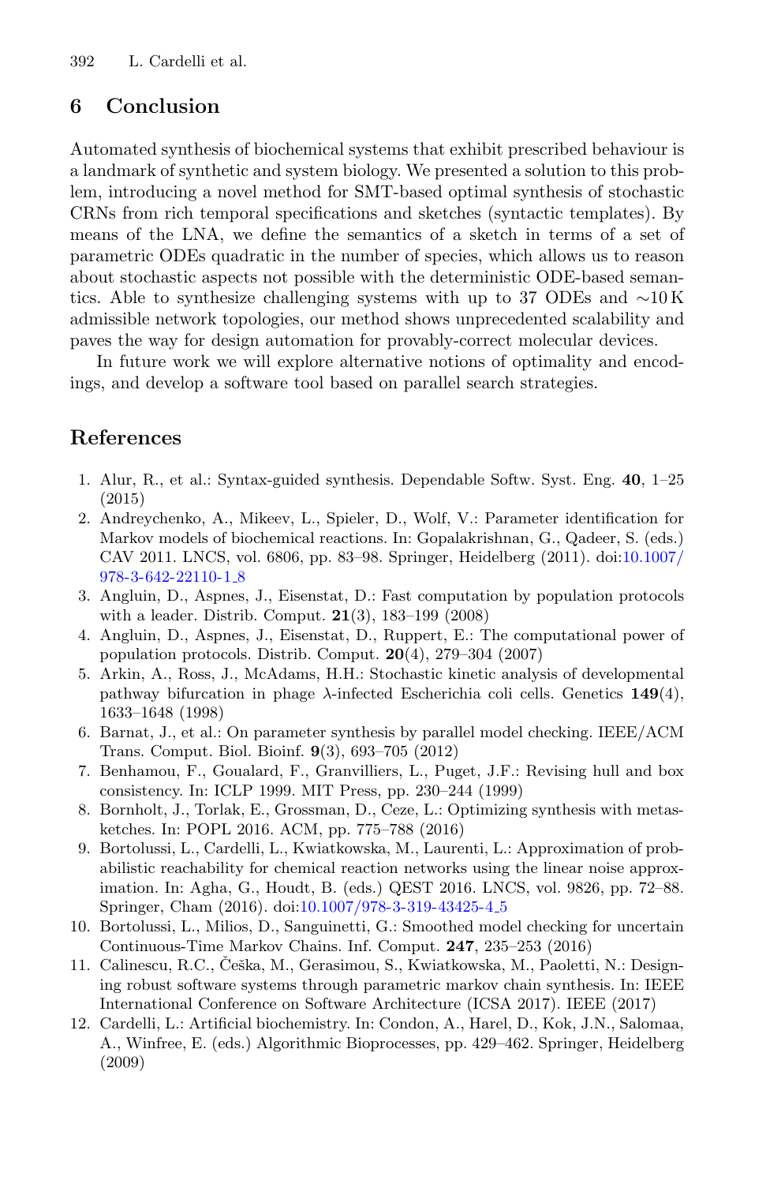## 6 Conclusion

Automated synthesis of biochemical systems that exhibit prescribed behaviour is a landmark of synthetic and system biology. We presented a solution to this problem, introducing a novel method for SMT-based optimal synthesis of stochastic CRNs from rich temporal specifications and sketches (syntactic templates). By means of the LNA, we define the semantics of a sketch in terms of a set of parametric ODEs quadratic in the number of species, which allows us to reason about stochastic aspects not possible with the deterministic ODE-based semantics. Able to synthesize challenging systems with up to 37 ODEs and $\sim$10 K admissible network topologies, our method shows unprecedented scalability and paves the way for design automation for provably-correct molecular devices.

In future work we will explore alternative notions of optimality and encodings, and develop a software tool based on parallel search strategies.

## References

1. Alur, R., et al.: Syntax-guided synthesis. Dependable Softw. Syst. Eng. **40**, 1–25 (2015)
2. Andreychenko, A., Mikeev, L., Spieler, D., Wolf, V.: Parameter identification for Markov models of biochemical reactions. In: Gopalakrishnan, G., Qadeer, S. (eds.) CAV 2011. LNCS, vol. 6806, pp. 83–98. Springer, Heidelberg (2011). doi:10.1007/978-3-642-22110-1_8
3. Angluin, D., Aspnes, J., Eisenstat, D.: Fast computation by population protocols with a leader. Distrib. Comput. **21**(3), 183–199 (2008)
4. Angluin, D., Aspnes, J., Eisenstat, D., Ruppert, E.: The computational power of population protocols. Distrib. Comput. **20**(4), 279–304 (2007)
5. Arkin, A., Ross, J., McAdams, H.H.: Stochastic kinetic analysis of developmental pathway bifurcation in phage $\lambda$-infected Escherichia coli cells. Genetics **149**(4), 1633–1648 (1998)
6. Barnat, J., et al.: On parameter synthesis by parallel model checking. IEEE/ACM Trans. Comput. Biol. Bioinf. **9**(3), 693–705 (2012)
7. Benhamou, F., Goualard, F., Granvilliers, L., Puget, J.F.: Revising hull and box consistency. In: ICLP 1999. MIT Press, pp. 230–244 (1999)
8. Bornholt, J., Torlak, E., Grossman, D., Ceze, L.: Optimizing synthesis with metasketches. In: POPL 2016. ACM, pp. 775–788 (2016)
9. Bortolussi, L., Cardelli, L., Kwiatkowska, M., Laurenti, L.: Approximation of probabilistic reachability for chemical reaction networks using the linear noise approximation. In: Agha, G., Houdt, B. (eds.) QEST 2016. LNCS, vol. 9826, pp. 72–88. Springer, Cham (2016). doi:10.1007/978-3-319-43425-4_5
10. Bortolussi, L., Milios, D., Sanguinetti, G.: Smoothed model checking for uncertain Continuous-Time Markov Chains. Inf. Comput. **247**, 235–253 (2016)
11. Calinescu, R.C., Češka, M., Gerasimou, S., Kwiatkowska, M., Paoletti, N.: Designing robust software systems through parametric markov chain synthesis. In: IEEE International Conference on Software Architecture (ICSA 2017). IEEE (2017)
12. Cardelli, L.: Artificial biochemistry. In: Condon, A., Harel, D., Kok, J.N., Salomaa, A., Winfree, E. (eds.) Algorithmic Bioprocesses, pp. 429–462. Springer, Heidelberg (2009)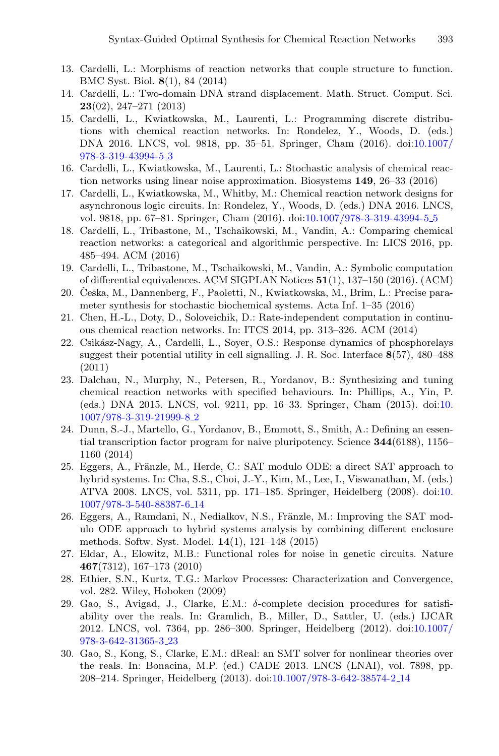13. Cardelli, L.: Morphisms of reaction networks that couple structure to function. BMC Syst. Biol. **8**(1), 84 (2014)
14. Cardelli, L.: Two-domain DNA strand displacement. Math. Struct. Comput. Sci. **23**(02), 247–271 (2013)
15. Cardelli, L., Kwiatkowska, M., Laurenti, L.: Programming discrete distributions with chemical reaction networks. In: Rondelez, Y., Woods, D. (eds.) DNA 2016. LNCS, vol. 9818, pp. 35–51. Springer, Cham (2016). doi:10.1007/978-3-319-43994-5_3
16. Cardelli, L., Kwiatkowska, M., Laurenti, L.: Stochastic analysis of chemical reaction networks using linear noise approximation. Biosystems **149**, 26–33 (2016)
17. Cardelli, L., Kwiatkowska, M., Whitby, M.: Chemical reaction network designs for asynchronous logic circuits. In: Rondelez, Y., Woods, D. (eds.) DNA 2016. LNCS, vol. 9818, pp. 67–81. Springer, Cham (2016). doi:10.1007/978-3-319-43994-5_5
18. Cardelli, L., Tribastone, M., Tschaikowski, M., Vandin, A.: Comparing chemical reaction networks: a categorical and algorithmic perspective. In: LICS 2016, pp. 485–494. ACM (2016)
19. Cardelli, L., Tribastone, M., Tschaikowski, M., Vandin, A.: Symbolic computation of differential equivalences. ACM SIGPLAN Notices **51**(1), 137–150 (2016). (ACM)
20. Češka, M., Dannenberg, F., Paoletti, N., Kwiatkowska, M., Brim, L.: Precise parameter synthesis for stochastic biochemical systems. Acta Inf. 1–35 (2016)
21. Chen, H.-L., Doty, D., Soloveichik, D.: Rate-independent computation in continuous chemical reaction networks. In: ITCS 2014, pp. 313–326. ACM (2014)
22. Csikász-Nagy, A., Cardelli, L., Soyer, O.S.: Response dynamics of phosphorelays suggest their potential utility in cell signalling. J. R. Soc. Interface **8**(57), 480–488 (2011)
23. Dalchau, N., Murphy, N., Petersen, R., Yordanov, B.: Synthesizing and tuning chemical reaction networks with specified behaviours. In: Phillips, A., Yin, P. (eds.) DNA 2015. LNCS, vol. 9211, pp. 16–33. Springer, Cham (2015). doi:10.1007/978-3-319-21999-8_2
24. Dunn, S.-J., Martello, G., Yordanov, B., Emmott, S., Smith, A.: Defining an essential transcription factor program for naive pluripotency. Science **344**(6188), 1156–1160 (2014)
25. Eggers, A., Fränzle, M., Herde, C.: SAT modulo ODE: a direct SAT approach to hybrid systems. In: Cha, S.S., Choi, J.-Y., Kim, M., Lee, I., Viswanathan, M. (eds.) ATVA 2008. LNCS, vol. 5311, pp. 171–185. Springer, Heidelberg (2008). doi:10.1007/978-3-540-88387-6_14
26. Eggers, A., Ramdani, N., Nedialkov, N.S., Fränzle, M.: Improving the SAT modulo ODE approach to hybrid systems analysis by combining different enclosure methods. Softw. Syst. Model. **14**(1), 121–148 (2015)
27. Eldar, A., Elowitz, M.B.: Functional roles for noise in genetic circuits. Nature **467**(7312), 167–173 (2010)
28. Ethier, S.N., Kurtz, T.G.: Markov Processes: Characterization and Convergence, vol. 282. Wiley, Hoboken (2009)
29. Gao, S., Avigad, J., Clarke, E.M.: $\delta$-complete decision procedures for satisfiability over the reals. In: Gramlich, B., Miller, D., Sattler, U. (eds.) IJCAR 2012. LNCS, vol. 7364, pp. 286–300. Springer, Heidelberg (2012). doi:10.1007/978-3-642-31365-3_23
30. Gao, S., Kong, S., Clarke, E.M.: dReal: an SMT solver for nonlinear theories over the reals. In: Bonacina, M.P. (ed.) CADE 2013. LNCS (LNAI), vol. 7898, pp. 208–214. Springer, Heidelberg (2013). doi:10.1007/978-3-642-38574-2_14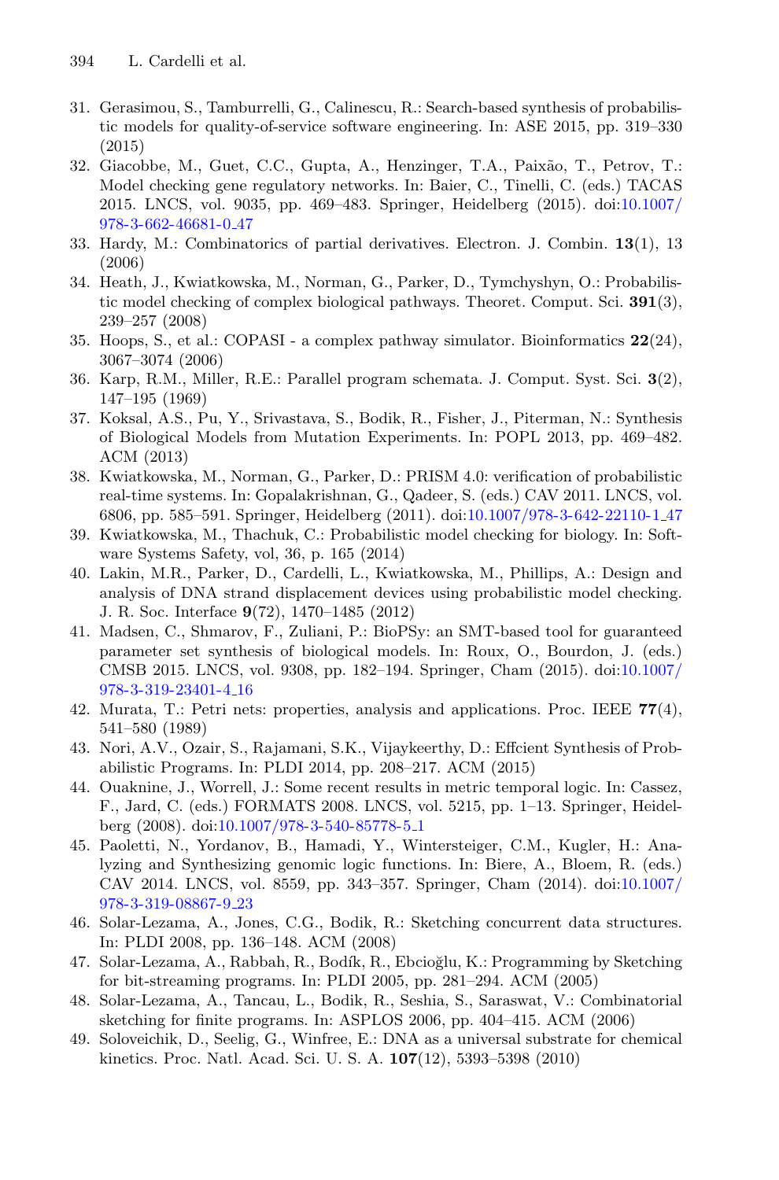31. Gerasimou, S., Tamburrelli, G., Calinescu, R.: Search-based synthesis of probabilistic models for quality-of-service software engineering. In: ASE 2015, pp. 319–330 (2015)
32. Giacobbe, M., Guet, C.C., Gupta, A., Henzinger, T.A., Paixão, T., Petrov, T.: Model checking gene regulatory networks. In: Baier, C., Tinelli, C. (eds.) TACAS 2015. LNCS, vol. 9035, pp. 469–483. Springer, Heidelberg (2015). doi:10.1007/978-3-662-46681-0_47
33. Hardy, M.: Combinatorics of partial derivatives. Electron. J. Combin. **13**(1), 13 (2006)
34. Heath, J., Kwiatkowska, M., Norman, G., Parker, D., Tymchyshyn, O.: Probabilistic model checking of complex biological pathways. Theoret. Comput. Sci. **391**(3), 239–257 (2008)
35. Hoops, S., et al.: COPASI - a complex pathway simulator. Bioinformatics **22**(24), 3067–3074 (2006)
36. Karp, R.M., Miller, R.E.: Parallel program schemata. J. Comput. Syst. Sci. **3**(2), 147–195 (1969)
37. Koksal, A.S., Pu, Y., Srivastava, S., Bodik, R., Fisher, J., Piterman, N.: Synthesis of Biological Models from Mutation Experiments. In: POPL 2013, pp. 469–482. ACM (2013)
38. Kwiatkowska, M., Norman, G., Parker, D.: PRISM 4.0: verification of probabilistic real-time systems. In: Gopalakrishnan, G., Qadeer, S. (eds.) CAV 2011. LNCS, vol. 6806, pp. 585–591. Springer, Heidelberg (2011). doi:10.1007/978-3-642-22110-1_47
39. Kwiatkowska, M., Thachuk, C.: Probabilistic model checking for biology. In: Software Systems Safety, vol, 36, p. 165 (2014)
40. Lakin, M.R., Parker, D., Cardelli, L., Kwiatkowska, M., Phillips, A.: Design and analysis of DNA strand displacement devices using probabilistic model checking. J. R. Soc. Interface **9**(72), 1470–1485 (2012)
41. Madsen, C., Shmarov, F., Zuliani, P.: BioPSy: an SMT-based tool for guaranteed parameter set synthesis of biological models. In: Roux, O., Bourdon, J. (eds.) CMSB 2015. LNCS, vol. 9308, pp. 182–194. Springer, Cham (2015). doi:10.1007/978-3-319-23401-4_16
42. Murata, T.: Petri nets: properties, analysis and applications. Proc. IEEE **77**(4), 541–580 (1989)
43. Nori, A.V., Ozair, S., Rajamani, S.K., Vijaykeerthy, D.: Effcient Synthesis of Probabilistic Programs. In: PLDI 2014, pp. 208–217. ACM (2015)
44. Ouaknine, J., Worrell, J.: Some recent results in metric temporal logic. In: Cassez, F., Jard, C. (eds.) FORMATS 2008. LNCS, vol. 5215, pp. 1–13. Springer, Heidelberg (2008). doi:10.1007/978-3-540-85778-5_1
45. Paoletti, N., Yordanov, B., Hamadi, Y., Wintersteiger, C.M., Kugler, H.: Analyzing and Synthesizing genomic logic functions. In: Biere, A., Bloem, R. (eds.) CAV 2014. LNCS, vol. 8559, pp. 343–357. Springer, Cham (2014). doi:10.1007/978-3-319-08867-9_23
46. Solar-Lezama, A., Jones, C.G., Bodik, R.: Sketching concurrent data structures. In: PLDI 2008, pp. 136–148. ACM (2008)
47. Solar-Lezama, A., Rabbah, R., Bodík, R., Ebcioğlu, K.: Programming by Sketching for bit-streaming programs. In: PLDI 2005, pp. 281–294. ACM (2005)
48. Solar-Lezama, A., Tancau, L., Bodik, R., Seshia, S., Saraswat, V.: Combinatorial sketching for finite programs. In: ASPLOS 2006, pp. 404–415. ACM (2006)
49. Soloveichik, D., Seelig, G., Winfree, E.: DNA as a universal substrate for chemical kinetics. Proc. Natl. Acad. Sci. U. S. A. **107**(12), 5393–5398 (2010)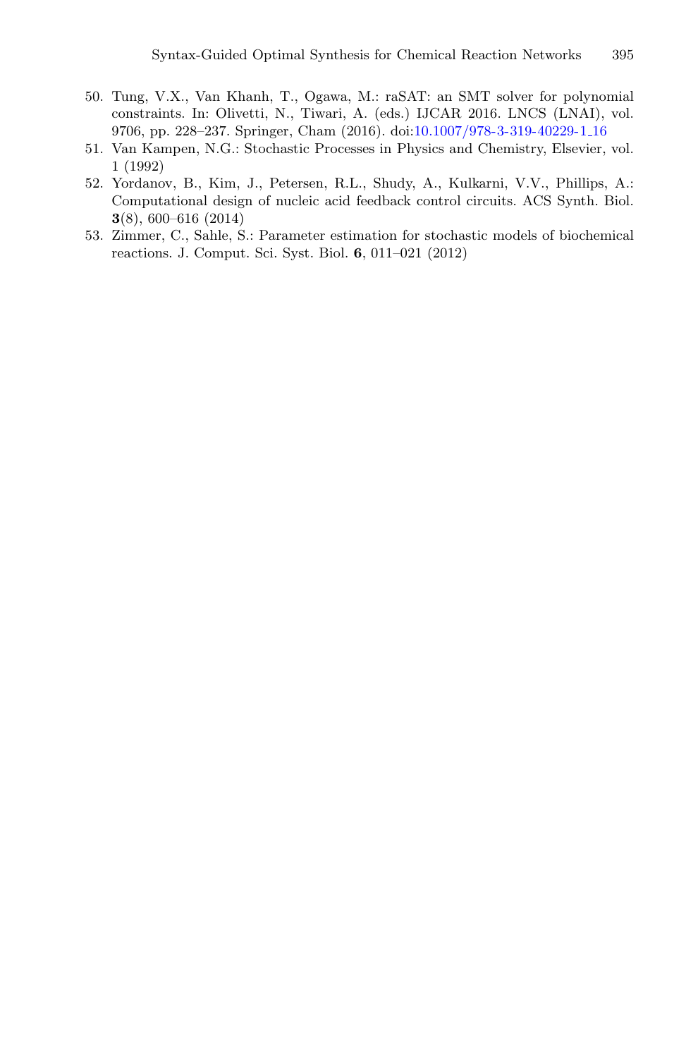50. Tung, V.X., Van Khanh, T., Ogawa, M.: raSAT: an SMT solver for polynomial constraints. In: Olivetti, N., Tiwari, A. (eds.) IJCAR 2016. LNCS (LNAI), vol. 9706, pp. 228–237. Springer, Cham (2016). doi:10.1007/978-3-319-40229-1_16
51. Van Kampen, N.G.: Stochastic Processes in Physics and Chemistry, Elsevier, vol. 1 (1992)
52. Yordanov, B., Kim, J., Petersen, R.L., Shudy, A., Kulkarni, V.V., Phillips, A.: Computational design of nucleic acid feedback control circuits. ACS Synth. Biol. **3**(8), 600–616 (2014)
53. Zimmer, C., Sahle, S.: Parameter estimation for stochastic models of biochemical reactions. J. Comput. Sci. Syst. Biol. **6**, 011–021 (2012)